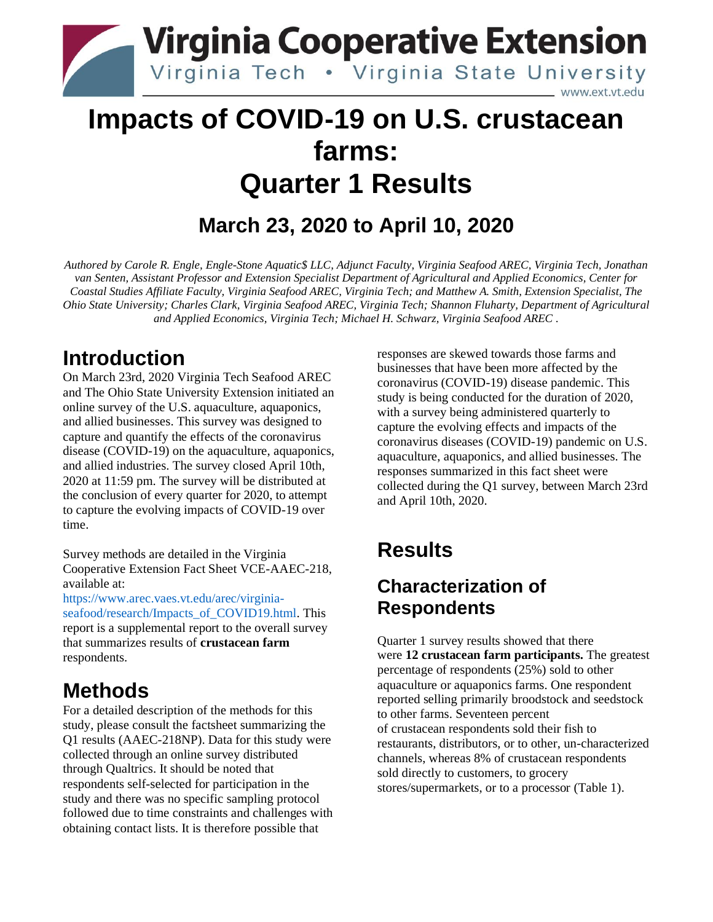Virginia Cooperative Extension

Virginia Tech • Virginia State University

www.ext.vt.edu

# Impacts of COVID-19 on U.S. crustacean farms: Quarter 1 Results

## March 23, 2020 to April 10, 2020

*Authored by Carole R. Engle, Engle-Stone Aquatic$ LLC, Adjunct Faculty, Virginia Seafood AREC, Virginia Tech, Jonathan van Senten, Assistant Professor and Extension Specialist Department of Agricultural and Applied Economics, Center for Coastal Studies Affiliate Faculty, Virginia Seafood AREC, Virginia Tech; and Matthew A. Smith, Extension Specialist, The Ohio State University; Charles Clark, Virginia Seafood AREC, Virginia Tech; Shannon Fluharty, Department of Agricultural and Applied Economics, Virginia Tech; Michael H. Schwarz, Virginia Seafood AREC .*

# Introduction

On March 23rd, 2020 Virginia Tech Seafood AREC and The Ohio State University Extension initiated an online survey of the U.S. aquaculture, aquaponics, and allied businesses. This survey was designed to capture and quantify the effects of the coronavirus disease (COVID-19) on the aquaculture, aquaponics, and allied industries. The survey closed April 10th, 2020 at 11:59 pm. The survey will be distributed at the conclusion of every quarter for 2020, to attempt to capture the evolving impacts of COVID-19 over time.

Survey methods are detailed in the Virginia Cooperative Extension Fact Sheet VCE-AAEC-218, available at: https://www.arec.vaes.vt.edu/arec/virginia-seafood/research/Impacts_of_COVID19.html. This report is a supplemental report to the overall survey that summarizes results of **crustacean farm** respondents.

# Methods

For a detailed description of the methods for this study, please consult the factsheet summarizing the Q1 results (AAEC-218NP). Data for this study were collected through an online survey distributed through Qualtrics. It should be noted that respondents self-selected for participation in the study and there was no specific sampling protocol followed due to time constraints and challenges with obtaining contact lists. It is therefore possible that responses are skewed towards those farms and businesses that have been more affected by the coronavirus (COVID-19) disease pandemic. This study is being conducted for the duration of 2020, with a survey being administered quarterly to capture the evolving effects and impacts of the coronavirus diseases (COVID-19) pandemic on U.S. aquaculture, aquaponics, and allied businesses. The responses summarized in this fact sheet were collected during the Q1 survey, between March 23rd and April 10th, 2020.

# Results

## Characterization of Respondents

Quarter 1 survey results showed that there were **12 crustacean farm participants.** The greatest percentage of respondents (25%) sold to other aquaculture or aquaponics farms. One respondent reported selling primarily broodstock and seedstock to other farms. Seventeen percent of crustacean respondents sold their fish to restaurants, distributors, or to other, un-characterized channels, whereas 8% of crustacean respondents sold directly to customers, to grocery stores/supermarkets, or to a processor (Table 1).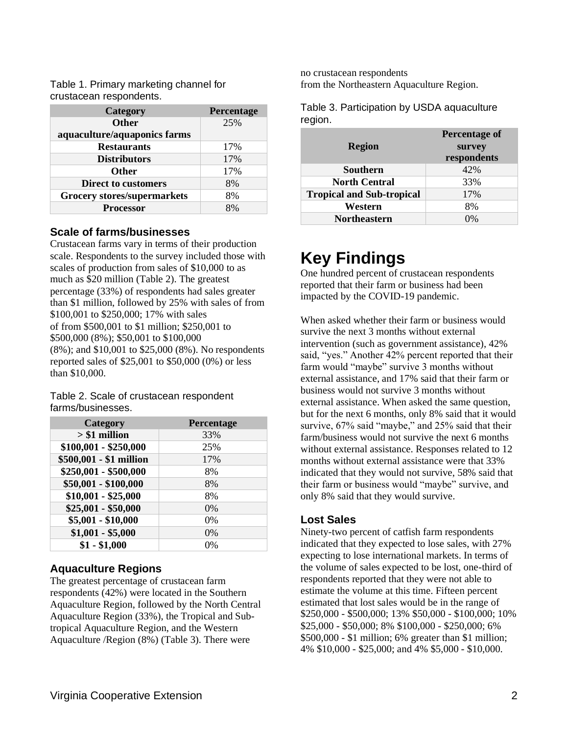Table 1. Primary marketing channel for crustacean respondents.

| Category | Percentage |
|---|---|
| Other aquaculture/aquaponics farms | 25% |
| Restaurants | 17% |
| Distributors | 17% |
| Other | 17% |
| Direct to customers | 8% |
| Grocery stores/supermarkets | 8% |
| Processor | 8% |

### Scale of farms/businesses

Crustacean farms vary in terms of their production scale. Respondents to the survey included those with scales of production from sales of $10,000 to as much as $20 million (Table 2). The greatest percentage (33%) of respondents had sales greater than $1 million, followed by 25% with sales of from $100,001 to $250,000; 17% with sales of from $500,001 to $1 million; $250,001 to $500,000 (8%); $50,001 to $100,000 (8%); and $10,001 to $25,000 (8%). No respondents reported sales of $25,001 to $50,000 (0%) or less than $10,000.

Table 2. Scale of crustacean respondent farms/businesses.

| Category | Percentage |
|---|---|
| > $1 million | 33% |
| $100,001 - $250,000 | 25% |
| $500,001 - $1 million | 17% |
| $250,001 - $500,000 | 8% |
| $50,001 - $100,000 | 8% |
| $10,001 - $25,000 | 8% |
| $25,001 - $50,000 | 0% |
| $5,001 - $10,000 | 0% |
| $1,001 - $5,000 | 0% |
| $1 - $1,000 | 0% |

### Aquaculture Regions

The greatest percentage of crustacean farm respondents (42%) were located in the Southern Aquaculture Region, followed by the North Central Aquaculture Region (33%), the Tropical and Sub-tropical Aquaculture Region, and the Western Aquaculture /Region (8%) (Table 3). There were no crustacean respondents from the Northeastern Aquaculture Region.

Table 3. Participation by USDA aquaculture region.

| Region | Percentage of survey respondents |
|---|---|
| Southern | 42% |
| North Central | 33% |
| Tropical and Sub-tropical | 17% |
| Western | 8% |
| Northeastern | 0% |

# Key Findings

One hundred percent of crustacean respondents reported that their farm or business had been impacted by the COVID-19 pandemic.

When asked whether their farm or business would survive the next 3 months without external intervention (such as government assistance), 42% said, "yes." Another 42% percent reported that their farm would "maybe" survive 3 months without external assistance, and 17% said that their farm or business would not survive 3 months without external assistance. When asked the same question, but for the next 6 months, only 8% said that it would survive, 67% said "maybe," and 25% said that their farm/business would not survive the next 6 months without external assistance. Responses related to 12 months without external assistance were that 33% indicated that they would not survive, 58% said that their farm or business would "maybe" survive, and only 8% said that they would survive.

### Lost Sales

Ninety-two percent of catfish farm respondents indicated that they expected to lose sales, with 27% expecting to lose international markets. In terms of the volume of sales expected to be lost, one-third of respondents reported that they were not able to estimate the volume at this time. Fifteen percent estimated that lost sales would be in the range of $250,000 - $500,000; 13% $50,000 - $100,000; 10% $25,000 - $50,000; 8% $100,000 - $250,000; 6% $500,000 - $1 million; 6% greater than $1 million; 4% $10,000 - $25,000; and 4% $5,000 - $10,000.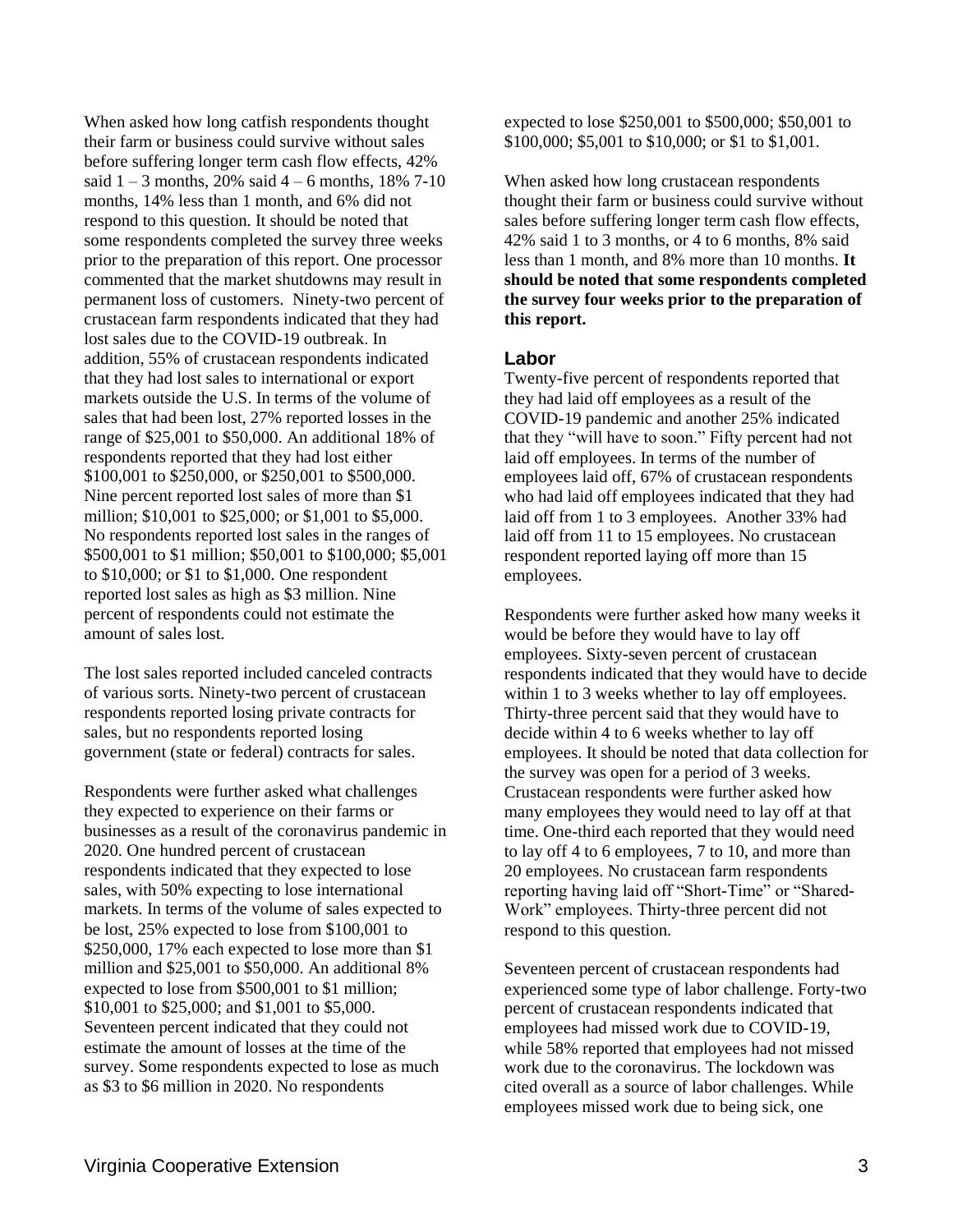When asked how long catfish respondents thought their farm or business could survive without sales before suffering longer term cash flow effects, 42% said 1 – 3 months, 20% said 4 – 6 months, 18% 7-10 months, 14% less than 1 month, and 6% did not respond to this question. It should be noted that some respondents completed the survey three weeks prior to the preparation of this report. One processor commented that the market shutdowns may result in permanent loss of customers. Ninety-two percent of crustacean farm respondents indicated that they had lost sales due to the COVID-19 outbreak. In addition, 55% of crustacean respondents indicated that they had lost sales to international or export markets outside the U.S. In terms of the volume of sales that had been lost, 27% reported losses in the range of $25,001 to $50,000. An additional 18% of respondents reported that they had lost either $100,001 to $250,000, or $250,001 to $500,000. Nine percent reported lost sales of more than $1 million; $10,001 to $25,000; or $1,001 to $5,000. No respondents reported lost sales in the ranges of $500,001 to $1 million; $50,001 to $100,000; $5,001 to $10,000; or $1 to $1,000. One respondent reported lost sales as high as $3 million. Nine percent of respondents could not estimate the amount of sales lost.

The lost sales reported included canceled contracts of various sorts. Ninety-two percent of crustacean respondents reported losing private contracts for sales, but no respondents reported losing government (state or federal) contracts for sales.

Respondents were further asked what challenges they expected to experience on their farms or businesses as a result of the coronavirus pandemic in 2020. One hundred percent of crustacean respondents indicated that they expected to lose sales, with 50% expecting to lose international markets. In terms of the volume of sales expected to be lost, 25% expected to lose from $100,001 to $250,000, 17% each expected to lose more than $1 million and $25,001 to $50,000. An additional 8% expected to lose from $500,001 to $1 million; $10,001 to $25,000; and $1,001 to $5,000. Seventeen percent indicated that they could not estimate the amount of losses at the time of the survey. Some respondents expected to lose as much as $3 to $6 million in 2020. No respondents expected to lose $250,001 to $500,000; $50,001 to $100,000; $5,001 to $10,000; or $1 to $1,001.

When asked how long crustacean respondents thought their farm or business could survive without sales before suffering longer term cash flow effects, 42% said 1 to 3 months, or 4 to 6 months, 8% said less than 1 month, and 8% more than 10 months. **It should be noted that some respondents completed the survey four weeks prior to the preparation of this report.**

## Labor

Twenty-five percent of respondents reported that they had laid off employees as a result of the COVID-19 pandemic and another 25% indicated that they "will have to soon." Fifty percent had not laid off employees. In terms of the number of employees laid off, 67% of crustacean respondents who had laid off employees indicated that they had laid off from 1 to 3 employees. Another 33% had laid off from 11 to 15 employees. No crustacean respondent reported laying off more than 15 employees.

Respondents were further asked how many weeks it would be before they would have to lay off employees. Sixty-seven percent of crustacean respondents indicated that they would have to decide within 1 to 3 weeks whether to lay off employees. Thirty-three percent said that they would have to decide within 4 to 6 weeks whether to lay off employees. It should be noted that data collection for the survey was open for a period of 3 weeks. Crustacean respondents were further asked how many employees they would need to lay off at that time. One-third each reported that they would need to lay off 4 to 6 employees, 7 to 10, and more than 20 employees. No crustacean farm respondents reporting having laid off "Short-Time" or "Shared-Work" employees. Thirty-three percent did not respond to this question.

Seventeen percent of crustacean respondents had experienced some type of labor challenge. Forty-two percent of crustacean respondents indicated that employees had missed work due to COVID-19, while 58% reported that employees had not missed work due to the coronavirus. The lockdown was cited overall as a source of labor challenges. While employees missed work due to being sick, one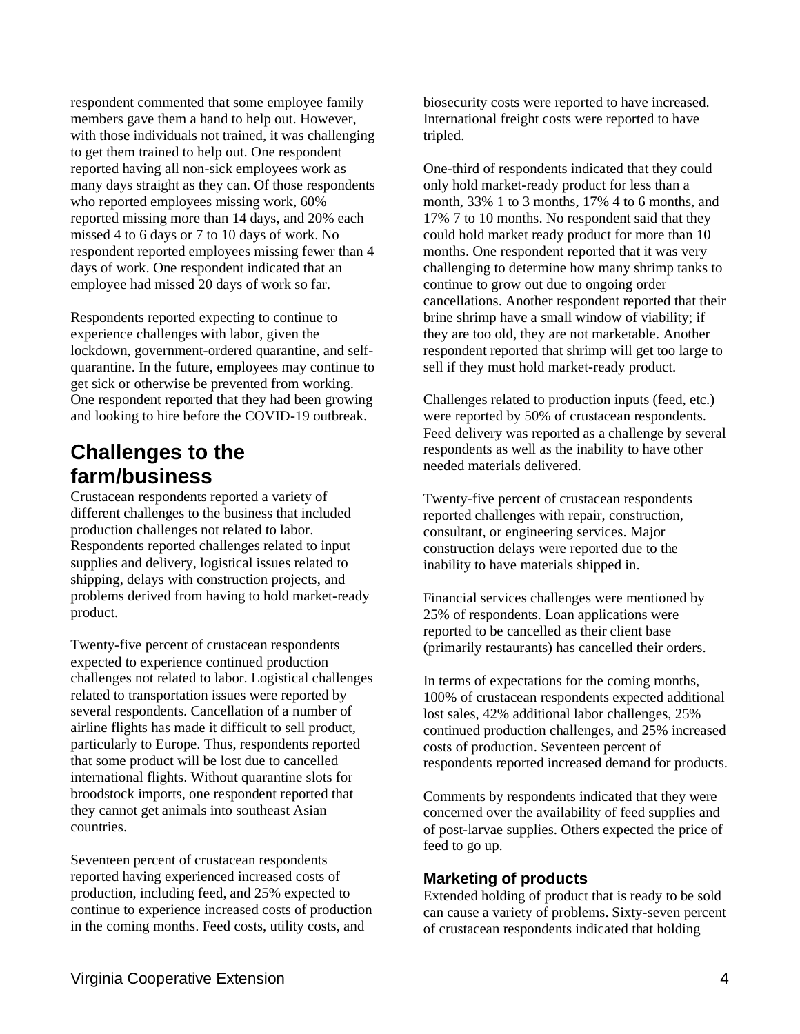respondent commented that some employee family members gave them a hand to help out. However, with those individuals not trained, it was challenging to get them trained to help out. One respondent reported having all non-sick employees work as many days straight as they can. Of those respondents who reported employees missing work, 60% reported missing more than 14 days, and 20% each missed 4 to 6 days or 7 to 10 days of work. No respondent reported employees missing fewer than 4 days of work. One respondent indicated that an employee had missed 20 days of work so far.

Respondents reported expecting to continue to experience challenges with labor, given the lockdown, government-ordered quarantine, and self-quarantine. In the future, employees may continue to get sick or otherwise be prevented from working. One respondent reported that they had been growing and looking to hire before the COVID-19 outbreak.

## Challenges to the farm/business

Crustacean respondents reported a variety of different challenges to the business that included production challenges not related to labor. Respondents reported challenges related to input supplies and delivery, logistical issues related to shipping, delays with construction projects, and problems derived from having to hold market-ready product.

Twenty-five percent of crustacean respondents expected to experience continued production challenges not related to labor. Logistical challenges related to transportation issues were reported by several respondents. Cancellation of a number of airline flights has made it difficult to sell product, particularly to Europe. Thus, respondents reported that some product will be lost due to cancelled international flights. Without quarantine slots for broodstock imports, one respondent reported that they cannot get animals into southeast Asian countries.

Seventeen percent of crustacean respondents reported having experienced increased costs of production, including feed, and 25% expected to continue to experience increased costs of production in the coming months. Feed costs, utility costs, and biosecurity costs were reported to have increased. International freight costs were reported to have tripled.

One-third of respondents indicated that they could only hold market-ready product for less than a month, 33% 1 to 3 months, 17% 4 to 6 months, and 17% 7 to 10 months. No respondent said that they could hold market ready product for more than 10 months. One respondent reported that it was very challenging to determine how many shrimp tanks to continue to grow out due to ongoing order cancellations. Another respondent reported that their brine shrimp have a small window of viability; if they are too old, they are not marketable. Another respondent reported that shrimp will get too large to sell if they must hold market-ready product.

Challenges related to production inputs (feed, etc.) were reported by 50% of crustacean respondents. Feed delivery was reported as a challenge by several respondents as well as the inability to have other needed materials delivered.

Twenty-five percent of crustacean respondents reported challenges with repair, construction, consultant, or engineering services. Major construction delays were reported due to the inability to have materials shipped in.

Financial services challenges were mentioned by 25% of respondents. Loan applications were reported to be cancelled as their client base (primarily restaurants) has cancelled their orders.

In terms of expectations for the coming months, 100% of crustacean respondents expected additional lost sales, 42% additional labor challenges, 25% continued production challenges, and 25% increased costs of production. Seventeen percent of respondents reported increased demand for products.

Comments by respondents indicated that they were concerned over the availability of feed supplies and of post-larvae supplies. Others expected the price of feed to go up.

### Marketing of products

Extended holding of product that is ready to be sold can cause a variety of problems. Sixty-seven percent of crustacean respondents indicated that holding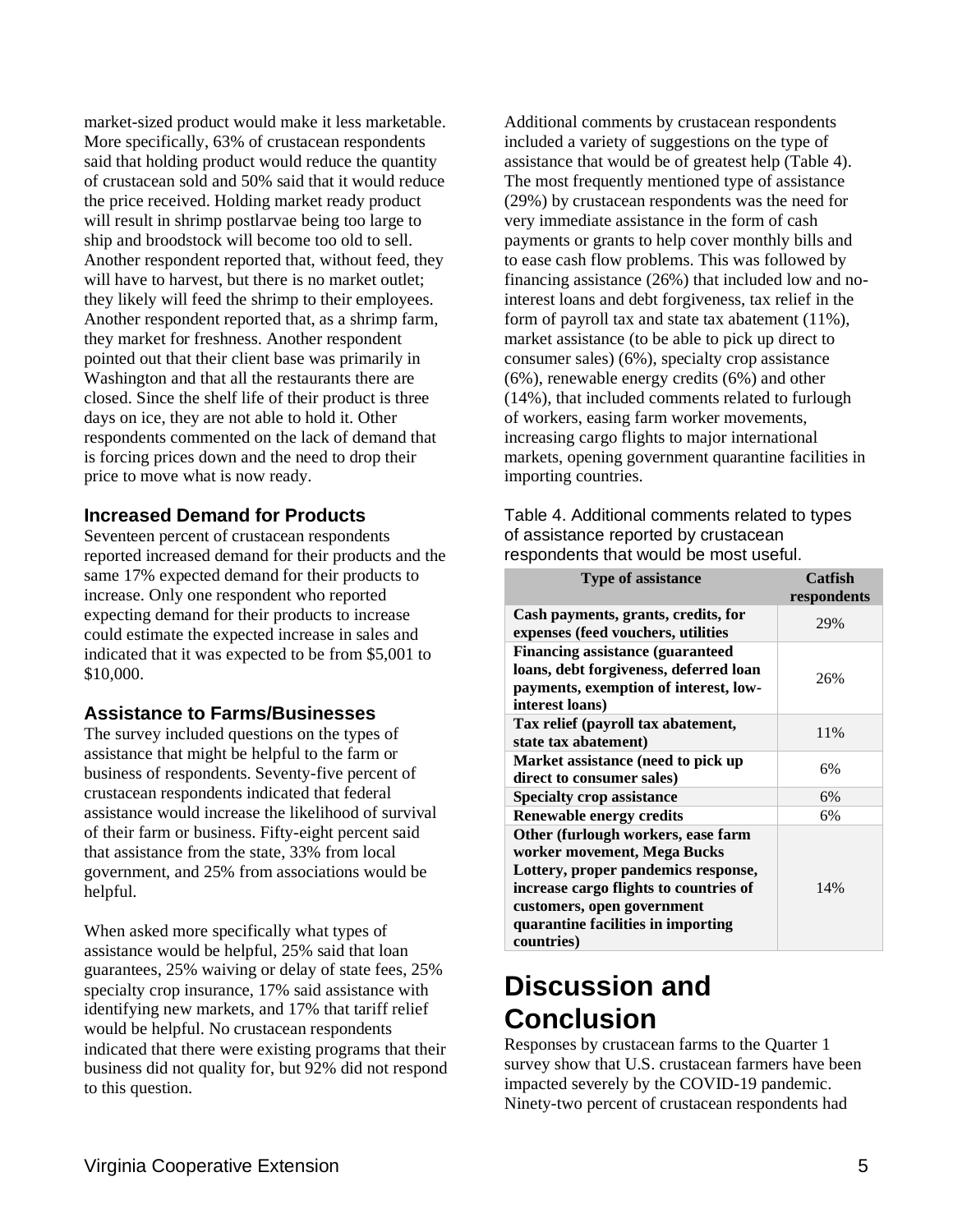market-sized product would make it less marketable. More specifically, 63% of crustacean respondents said that holding product would reduce the quantity of crustacean sold and 50% said that it would reduce the price received. Holding market ready product will result in shrimp postlarvae being too large to ship and broodstock will become too old to sell. Another respondent reported that, without feed, they will have to harvest, but there is no market outlet; they likely will feed the shrimp to their employees. Another respondent reported that, as a shrimp farm, they market for freshness. Another respondent pointed out that their client base was primarily in Washington and that all the restaurants there are closed. Since the shelf life of their product is three days on ice, they are not able to hold it. Other respondents commented on the lack of demand that is forcing prices down and the need to drop their price to move what is now ready.

### Increased Demand for Products

Seventeen percent of crustacean respondents reported increased demand for their products and the same 17% expected demand for their products to increase. Only one respondent who reported expecting demand for their products to increase could estimate the expected increase in sales and indicated that it was expected to be from $5,001 to $10,000.

### Assistance to Farms/Businesses

The survey included questions on the types of assistance that might be helpful to the farm or business of respondents. Seventy-five percent of crustacean respondents indicated that federal assistance would increase the likelihood of survival of their farm or business. Fifty-eight percent said that assistance from the state, 33% from local government, and 25% from associations would be helpful.

When asked more specifically what types of assistance would be helpful, 25% said that loan guarantees, 25% waiving or delay of state fees, 25% specialty crop insurance, 17% said assistance with identifying new markets, and 17% that tariff relief would be helpful. No crustacean respondents indicated that there were existing programs that their business did not quality for, but 92% did not respond to this question.

Additional comments by crustacean respondents included a variety of suggestions on the type of assistance that would be of greatest help (Table 4). The most frequently mentioned type of assistance (29%) by crustacean respondents was the need for very immediate assistance in the form of cash payments or grants to help cover monthly bills and to ease cash flow problems. This was followed by financing assistance (26%) that included low and no-interest loans and debt forgiveness, tax relief in the form of payroll tax and state tax abatement (11%), market assistance (to be able to pick up direct to consumer sales) (6%), specialty crop assistance (6%), renewable energy credits (6%) and other (14%), that included comments related to furlough of workers, easing farm worker movements, increasing cargo flights to major international markets, opening government quarantine facilities in importing countries.

Table 4. Additional comments related to types of assistance reported by crustacean respondents that would be most useful.

| Type of assistance | Catfish respondents |
|---|---|
| **Cash payments, grants, credits, for expenses (feed vouchers, utilities** | 29% |
| **Financing assistance (guaranteed loans, debt forgiveness, deferred loan payments, exemption of interest, low-interest loans)** | 26% |
| **Tax relief (payroll tax abatement, state tax abatement)** | 11% |
| **Market assistance (need to pick up direct to consumer sales)** | 6% |
| **Specialty crop assistance** | 6% |
| **Renewable energy credits** | 6% |
| **Other (furlough workers, ease farm worker movement, Mega Bucks Lottery, proper pandemics response, increase cargo flights to countries of customers, open government quarantine facilities in importing countries)** | 14% |

# Discussion and Conclusion

Responses by crustacean farms to the Quarter 1 survey show that U.S. crustacean farmers have been impacted severely by the COVID-19 pandemic. Ninety-two percent of crustacean respondents had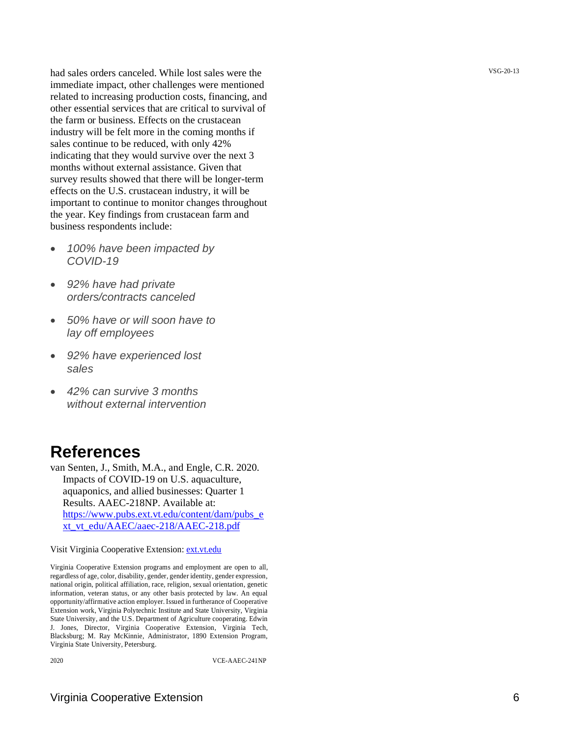had sales orders canceled. While lost sales were the immediate impact, other challenges were mentioned related to increasing production costs, financing, and other essential services that are critical to survival of the farm or business. Effects on the crustacean industry will be felt more in the coming months if sales continue to be reduced, with only 42% indicating that they would survive over the next 3 months without external assistance. Given that survey results showed that there will be longer-term effects on the U.S. crustacean industry, it will be important to continue to monitor changes throughout the year. Key findings from crustacean farm and business respondents include:

- *100% have been impacted by COVID-19*
- *92% have had private orders/contracts canceled*
- *50% have or will soon have to lay off employees*
- *92% have experienced lost sales*
- *42% can survive 3 months without external intervention*

# References

van Senten, J., Smith, M.A., and Engle, C.R. 2020. Impacts of COVID-19 on U.S. aquaculture, aquaponics, and allied businesses: Quarter 1 Results. AAEC-218NP. Available at: [https://www.pubs.ext.vt.edu/content/dam/pubs_ext_vt_edu/AAEC/aaec-218/AAEC-218.pdf](https://www.pubs.ext.vt.edu/content/dam/pubs_ext_vt_edu/AAEC/aaec-218/AAEC-218.pdf)

Visit Virginia Cooperative Extension: [ext.vt.edu](ext.vt.edu)

Virginia Cooperative Extension programs and employment are open to all, regardless of age, color, disability, gender, gender identity, gender expression, national origin, political affiliation, race, religion, sexual orientation, genetic information, veteran status, or any other basis protected by law. An equal opportunity/affirmative action employer. Issued in furtherance of Cooperative Extension work, Virginia Polytechnic Institute and State University, Virginia State University, and the U.S. Department of Agriculture cooperating. Edwin J. Jones, Director, Virginia Cooperative Extension, Virginia Tech, Blacksburg; M. Ray McKinnie, Administrator, 1890 Extension Program, Virginia State University, Petersburg.

2020 VCE-AAEC-241NP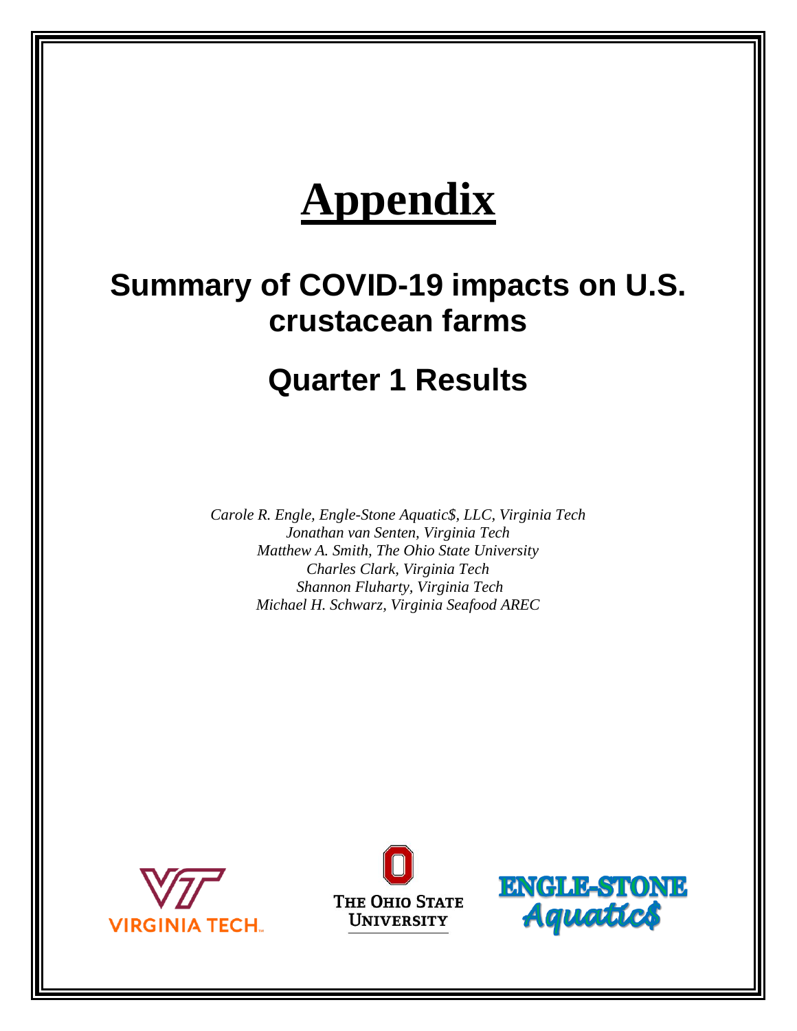# Appendix

## Summary of COVID-19 impacts on U.S. crustacean farms

## Quarter 1 Results

*Carole R. Engle, Engle-Stone Aquatic$, LLC, Virginia Tech*
*Jonathan van Senten, Virginia Tech*
*Matthew A. Smith, The Ohio State University*
*Charles Clark, Virginia Tech*
*Shannon Fluharty, Virginia Tech*
*Michael H. Schwarz, Virginia Seafood AREC*

VIRGINIA TECH

THE OHIO STATE UNIVERSITY

ENGLE-STONE Aquatic$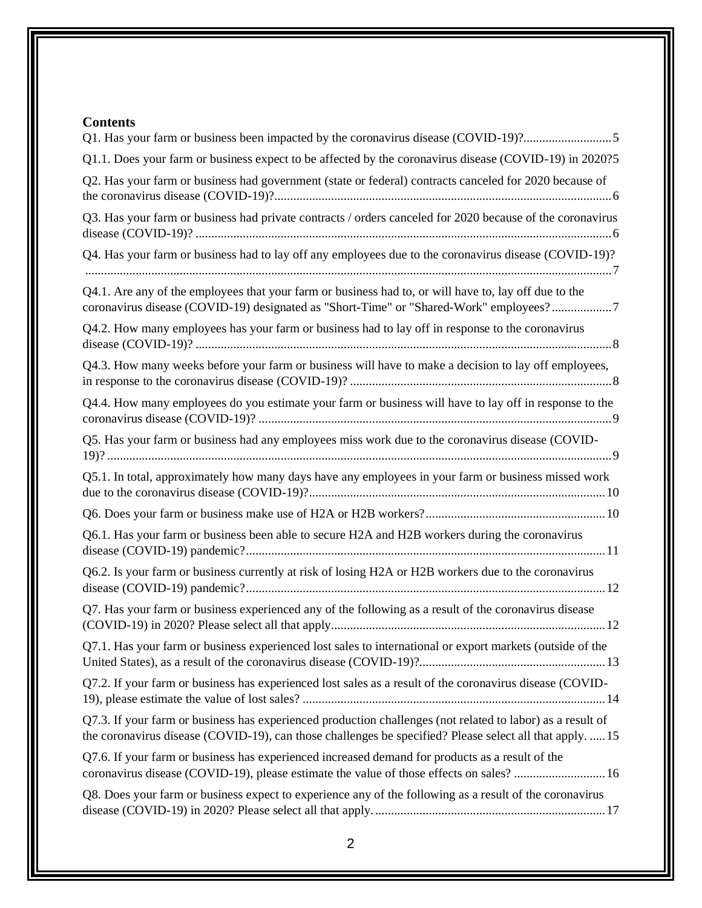**Contents**

Q1. Has your farm or business been impacted by the coronavirus disease (COVID-19)?............................5

Q1.1. Does your farm or business expect to be affected by the coronavirus disease (COVID-19) in 2020?5

Q2. Has your farm or business had government (state or federal) contracts canceled for 2020 because of the coronavirus disease (COVID-19)?..........................................................................................................6

Q3. Has your farm or business had private contracts / orders canceled for 2020 because of the coronavirus disease (COVID-19)? ...................................................................................................................................6

Q4. Has your farm or business had to lay off any employees due to the coronavirus disease (COVID-19)? .....................................................................................................................................................................7

Q4.1. Are any of the employees that your farm or business had to, or will have to, lay off due to the coronavirus disease (COVID-19) designated as "Short-Time" or "Shared-Work" employees? ...................7

Q4.2. How many employees has your farm or business had to lay off in response to the coronavirus disease (COVID-19)? ...................................................................................................................................8

Q4.3. How many weeks before your farm or business will have to make a decision to lay off employees, in response to the coronavirus disease (COVID-19)? ..................................................................................8

Q4.4. How many employees do you estimate your farm or business will have to lay off in response to the coronavirus disease (COVID-19)? ...............................................................................................................9

Q5. Has your farm or business had any employees miss work due to the coronavirus disease (COVID-19)? ..............................................................................................................................................................9

Q5.1. In total, approximately how many days have any employees in your farm or business missed work due to the coronavirus disease (COVID-19)?.............................................................................................10

Q6. Does your farm or business make use of H2A or H2B workers?.........................................................10

Q6.1. Has your farm or business been able to secure H2A and H2B workers during the coronavirus disease (COVID-19) pandemic?.................................................................................................................11

Q6.2. Is your farm or business currently at risk of losing H2A or H2B workers due to the coronavirus disease (COVID-19) pandemic?.................................................................................................................12

Q7. Has your farm or business experienced any of the following as a result of the coronavirus disease (COVID-19) in 2020? Please select all that apply......................................................................................12

Q7.1. Has your farm or business experienced lost sales to international or export markets (outside of the United States), as a result of the coronavirus disease (COVID-19)?...........................................................13

Q7.2. If your farm or business has experienced lost sales as a result of the coronavirus disease (COVID-19), please estimate the value of lost sales? ...............................................................................................14

Q7.3. If your farm or business has experienced production challenges (not related to labor) as a result of the coronavirus disease (COVID-19), can those challenges be specified? Please select all that apply. .....15

Q7.6. If your farm or business has experienced increased demand for products as a result of the coronavirus disease (COVID-19), please estimate the value of those effects on sales? .............................16

Q8. Does your farm or business expect to experience any of the following as a result of the coronavirus disease (COVID-19) in 2020? Please select all that apply. .........................................................................17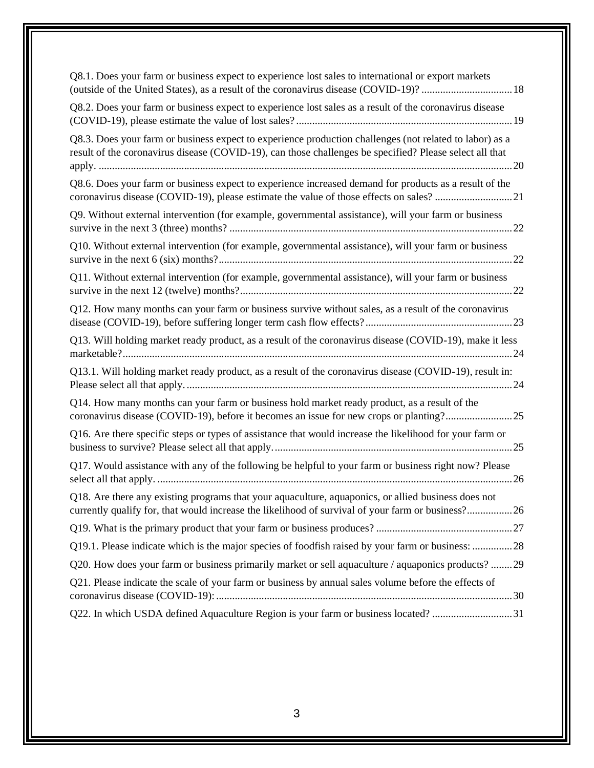Q8.1. Does your farm or business expect to experience lost sales to international or export markets (outside of the United States), as a result of the coronavirus disease (COVID-19)? .................................. 18

Q8.2. Does your farm or business expect to experience lost sales as a result of the coronavirus disease (COVID-19), please estimate the value of lost sales? ................................................................................ 19

Q8.3. Does your farm or business expect to experience production challenges (not related to labor) as a result of the coronavirus disease (COVID-19), can those challenges be specified? Please select all that apply. ........................................................................................................................................... 20

Q8.6. Does your farm or business expect to experience increased demand for products as a result of the coronavirus disease (COVID-19), please estimate the value of those effects on sales? ............................. 21

Q9. Without external intervention (for example, governmental assistance), will your farm or business survive in the next 3 (three) months? ......................................................................................................... 22

Q10. Without external intervention (for example, governmental assistance), will your farm or business survive in the next 6 (six) months?............................................................................................................. 22

Q11. Without external intervention (for example, governmental assistance), will your farm or business survive in the next 12 (twelve) months?..................................................................................................... 22

Q12. How many months can your farm or business survive without sales, as a result of the coronavirus disease (COVID-19), before suffering longer term cash flow effects?....................................................... 23

Q13. Will holding market ready product, as a result of the coronavirus disease (COVID-19), make it less marketable?................................................................................................................................................. 24

Q13.1. Will holding market ready product, as a result of the coronavirus disease (COVID-19), result in: Please select all that apply. .......................................................................................................................... 24

Q14. How many months can your farm or business hold market ready product, as a result of the coronavirus disease (COVID-19), before it becomes an issue for new crops or planting?......................... 25

Q16. Are there specific steps or types of assistance that would increase the likelihood for your farm or business to survive? Please select all that apply. ......................................................................................... 25

Q17. Would assistance with any of the following be helpful to your farm or business right now? Please select all that apply. .................................................................................................................................... 26

Q18. Are there any existing programs that your aquaculture, aquaponics, or allied business does not currently qualify for, that would increase the likelihood of survival of your farm or business?................. 26

Q19. What is the primary product that your farm or business produces? ................................................... 27

Q19.1. Please indicate which is the major species of foodfish raised by your farm or business: ............... 28

Q20. How does your farm or business primarily market or sell aquaculture / aquaponics products? ........ 29

Q21. Please indicate the scale of your farm or business by annual sales volume before the effects of coronavirus disease (COVID-19): .............................................................................................................. 30

Q22. In which USDA defined Aquaculture Region is your farm or business located? .............................. 31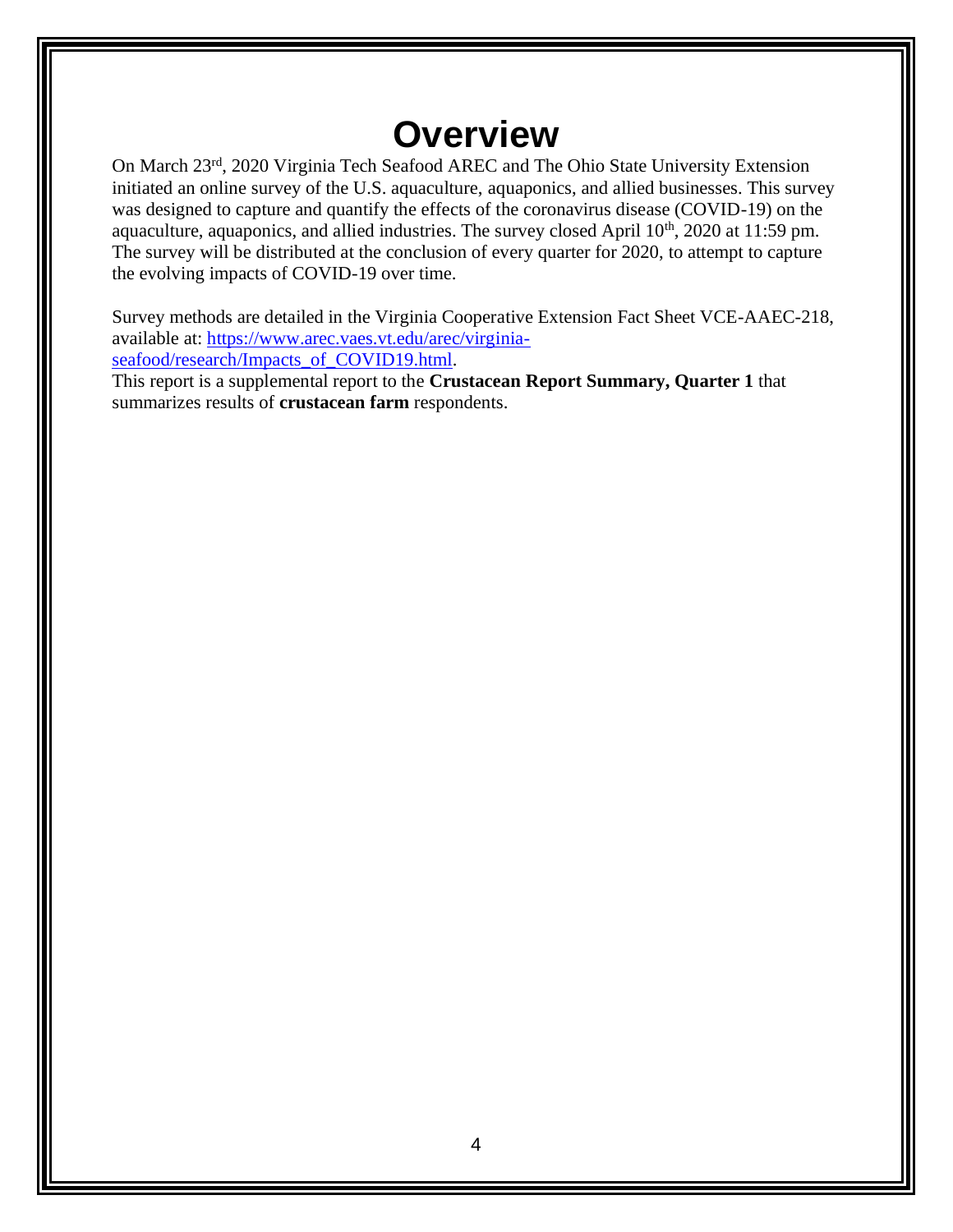# Overview

On March 23rd, 2020 Virginia Tech Seafood AREC and The Ohio State University Extension initiated an online survey of the U.S. aquaculture, aquaponics, and allied businesses. This survey was designed to capture and quantify the effects of the coronavirus disease (COVID-19) on the aquaculture, aquaponics, and allied industries. The survey closed April 10th, 2020 at 11:59 pm. The survey will be distributed at the conclusion of every quarter for 2020, to attempt to capture the evolving impacts of COVID-19 over time.

Survey methods are detailed in the Virginia Cooperative Extension Fact Sheet VCE-AAEC-218, available at: https://www.arec.vaes.vt.edu/arec/virginia-seafood/research/Impacts_of_COVID19.html.

This report is a supplemental report to the **Crustacean Report Summary, Quarter 1** that summarizes results of **crustacean farm** respondents.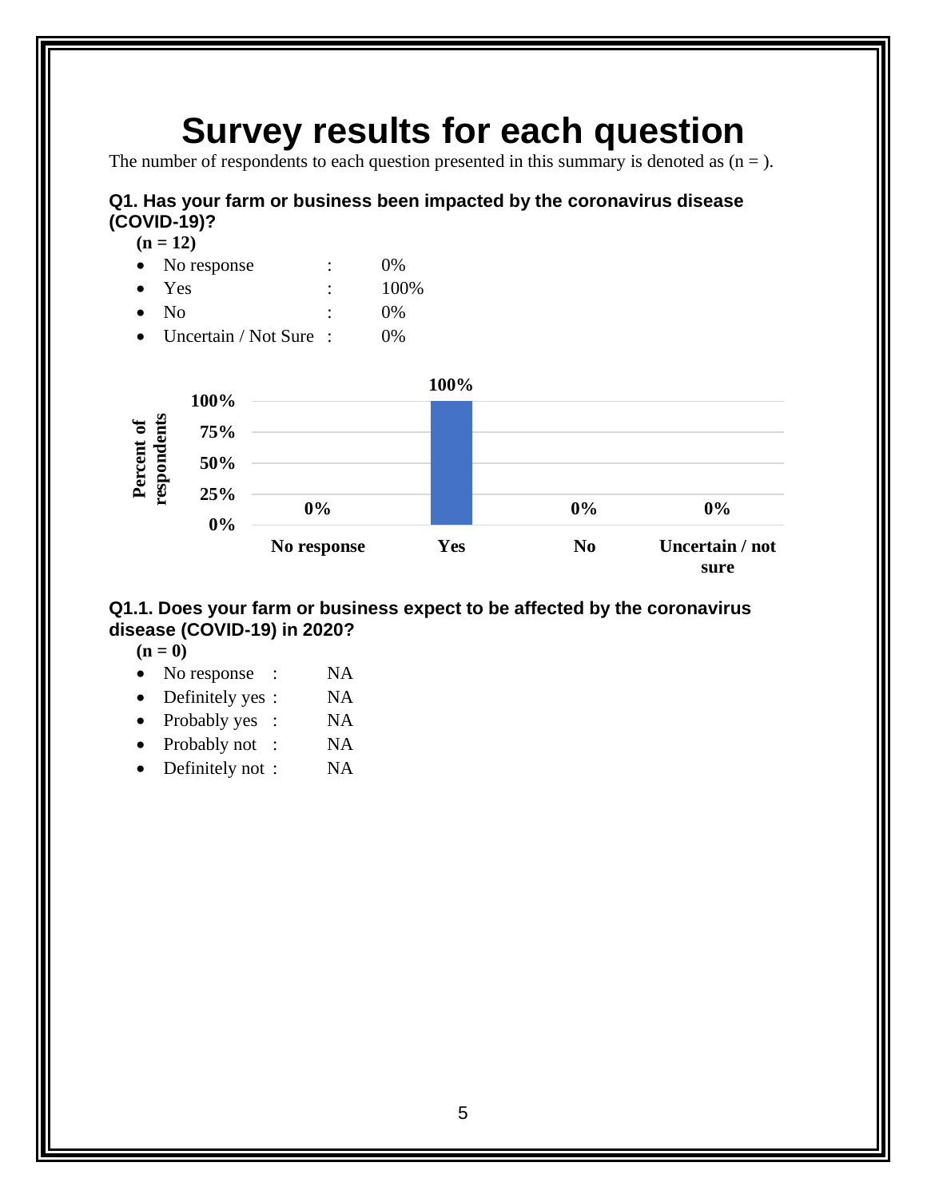# Survey results for each question

The number of respondents to each question presented in this summary is denoted as (n = ).

### Q1. Has your farm or business been impacted by the coronavirus disease (COVID-19)?

**(n = 12)**

- No response : 0%
- Yes : 100%
- No : 0%
- Uncertain / Not Sure : 0%

| | Percent of respondents |
|---|---|
| No response | 0% |
| Yes | 100% |
| No | 0% |
| Uncertain / not sure | 0% |

### Q1.1. Does your farm or business expect to be affected by the coronavirus disease (COVID-19) in 2020?

**(n = 0)**

- No response : NA
- Definitely yes : NA
- Probably yes : NA
- Probably not : NA
- Definitely not : NA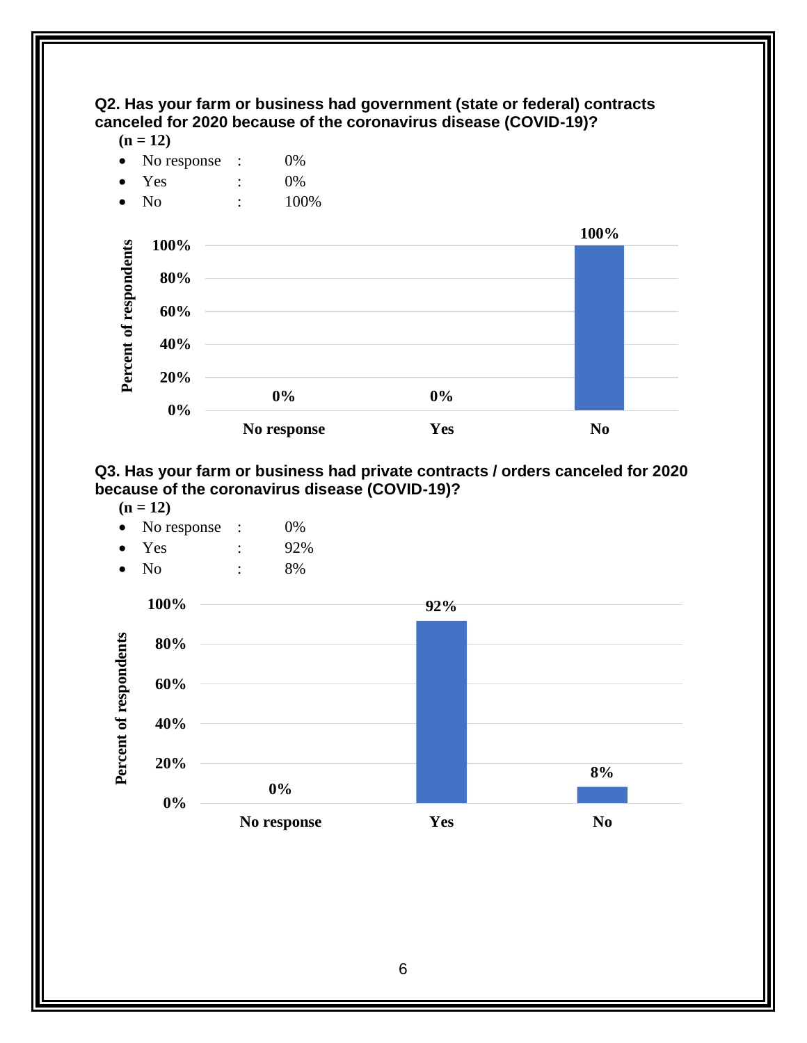**Q2. Has your farm or business had government (state or federal) contracts canceled for 2020 because of the coronavirus disease (COVID-19)?**

**(n = 12)**

- No response : 0%
- Yes : 0%
- No : 100%

**Q3. Has your farm or business had private contracts / orders canceled for 2020 because of the coronavirus disease (COVID-19)?**

**(n = 12)**

- No response : 0%
- Yes : 92%
- No : 8%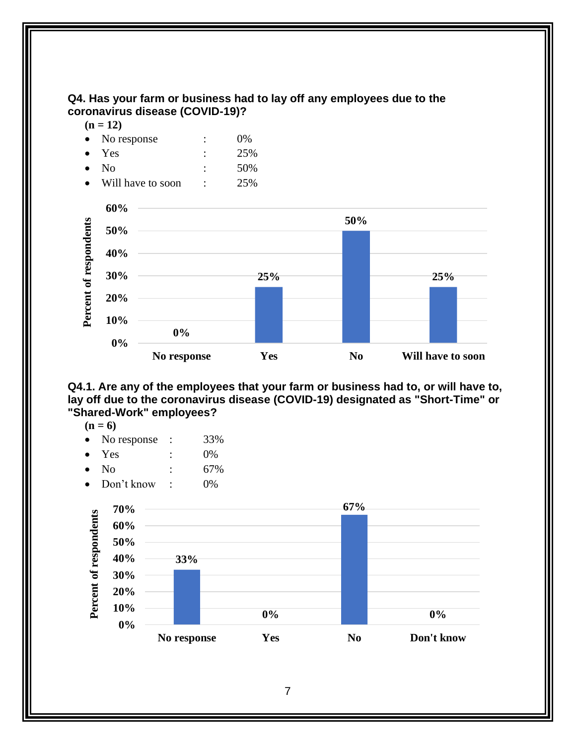**Q4. Has your farm or business had to lay off any employees due to the coronavirus disease (COVID-19)?**

**(n = 12)**

- No response : 0%
- Yes : 25%
- No : 50%
- Will have to soon : 25%

**Q4.1. Are any of the employees that your farm or business had to, or will have to, lay off due to the coronavirus disease (COVID-19) designated as "Short-Time" or "Shared-Work" employees?**

**(n = 6)**

- No response : 33%
- Yes : 0%
- No : 67%
- Don't know : 0%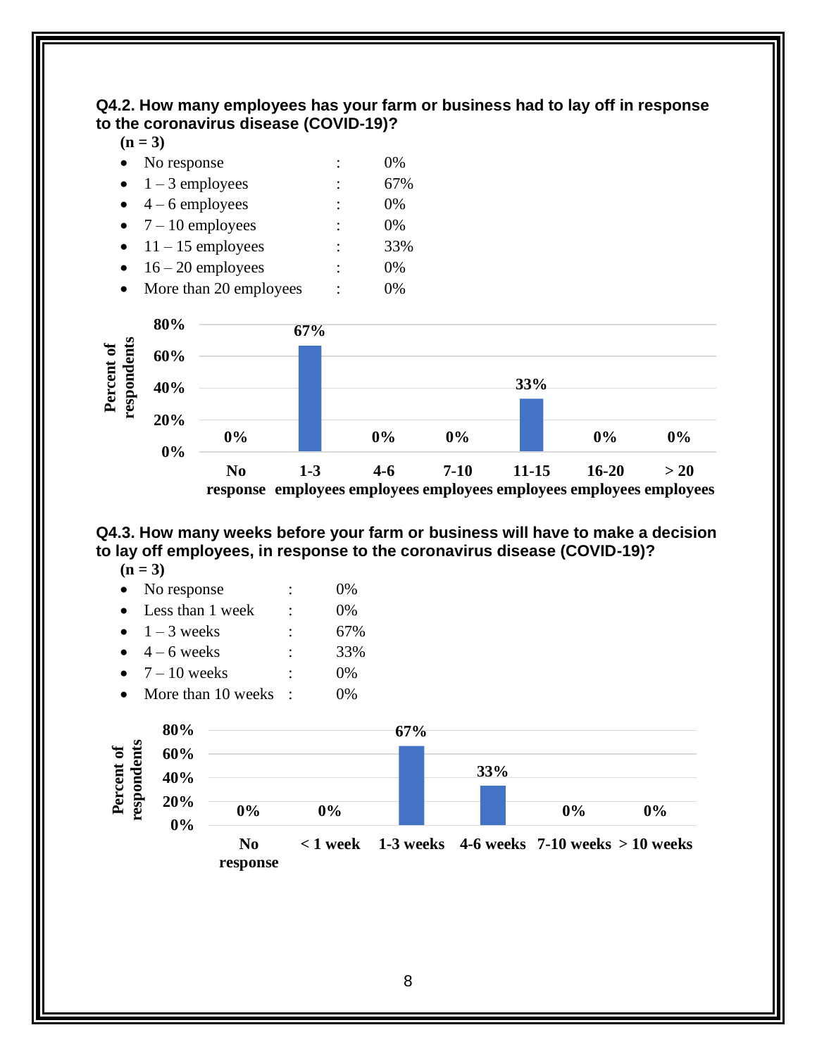**Q4.2. How many employees has your farm or business had to lay off in response to the coronavirus disease (COVID-19)?**

**(n = 3)**

- No response : 0%
- 1 – 3 employees : 67%
- 4 – 6 employees : 0%
- 7 – 10 employees : 0%
- 11 – 15 employees : 33%
- 16 – 20 employees : 0%
- More than 20 employees : 0%

| Response | Percent of respondents |
|---|---|
| No response | 0% |
| 1-3 employees | 67% |
| 4-6 employees | 0% |
| 7-10 employees | 0% |
| 11-15 employees | 33% |
| 16-20 employees | 0% |
| > 20 employees | 0% |

**Q4.3. How many weeks before your farm or business will have to make a decision to lay off employees, in response to the coronavirus disease (COVID-19)?**

**(n = 3)**

- No response : 0%
- Less than 1 week : 0%
- 1 – 3 weeks : 67%
- 4 – 6 weeks : 33%
- 7 – 10 weeks : 0%
- More than 10 weeks : 0%

| Response | Percent of respondents |
|---|---|
| No response | 0% |
| < 1 week | 0% |
| 1-3 weeks | 67% |
| 4-6 weeks | 33% |
| 7-10 weeks | 0% |
| > 10 weeks | 0% |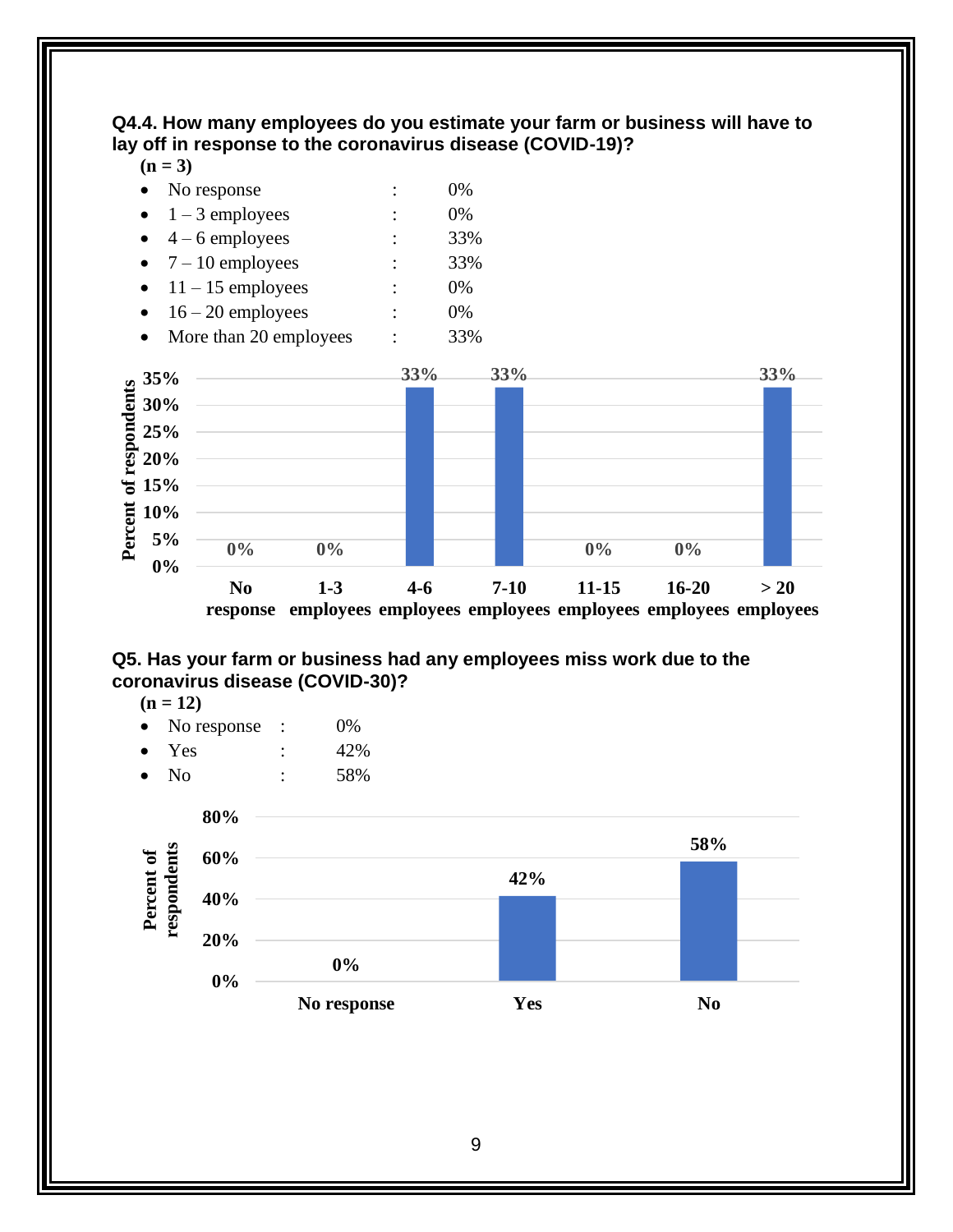**Q4.4. How many employees do you estimate your farm or business will have to lay off in response to the coronavirus disease (COVID-19)?**

**(n = 3)**

- No response : 0%
- 1 – 3 employees : 0%
- 4 – 6 employees : 33%
- 7 – 10 employees : 33%
- 11 – 15 employees : 0%
- 16 – 20 employees : 0%
- More than 20 employees : 33%

| | No response | 1-3 employees | 4-6 employees | 7-10 employees | 11-15 employees | 16-20 employees | > 20 employees |
|---|---|---|---|---|---|---|---|
| Percent of respondents | 0% | 0% | 33% | 33% | 0% | 0% | 33% |

**Q5. Has your farm or business had any employees miss work due to the coronavirus disease (COVID-30)?**

**(n = 12)**

- No response : 0%
- Yes : 42%
- No : 58%

| | No response | Yes | No |
|---|---|---|---|
| Percent of respondents | 0% | 42% | 58% |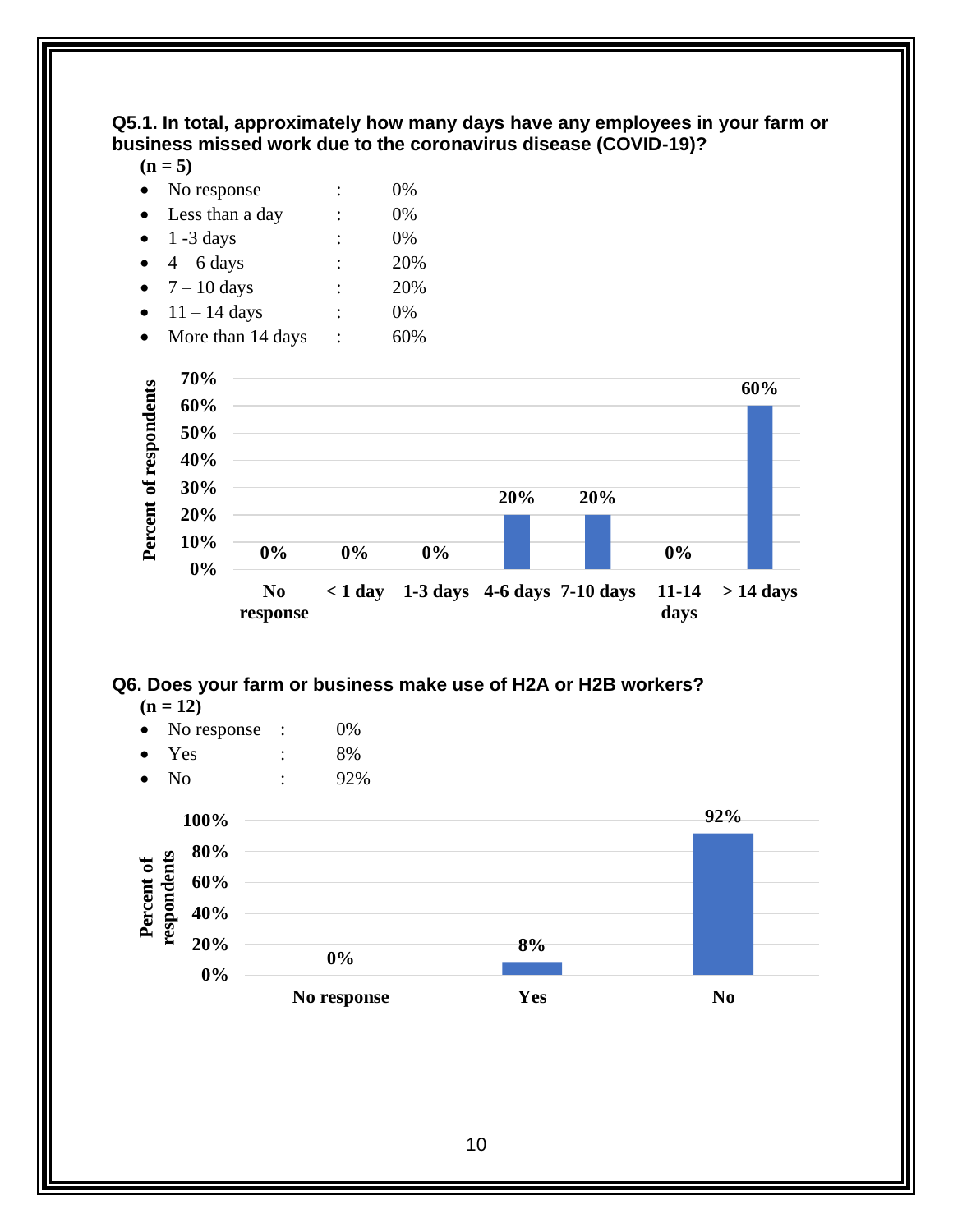**Q5.1. In total, approximately how many days have any employees in your farm or business missed work due to the coronavirus disease (COVID-19)?**

**(n = 5)**

- No response : 0%
- Less than a day : 0%
- 1 -3 days : 0%
- 4 – 6 days : 20%
- 7 – 10 days : 20%
- 11 – 14 days : 0%
- More than 14 days : 60%

**Q6. Does your farm or business make use of H2A or H2B workers?**

**(n = 12)**

- No response : 0%
- Yes : 8%
- No : 92%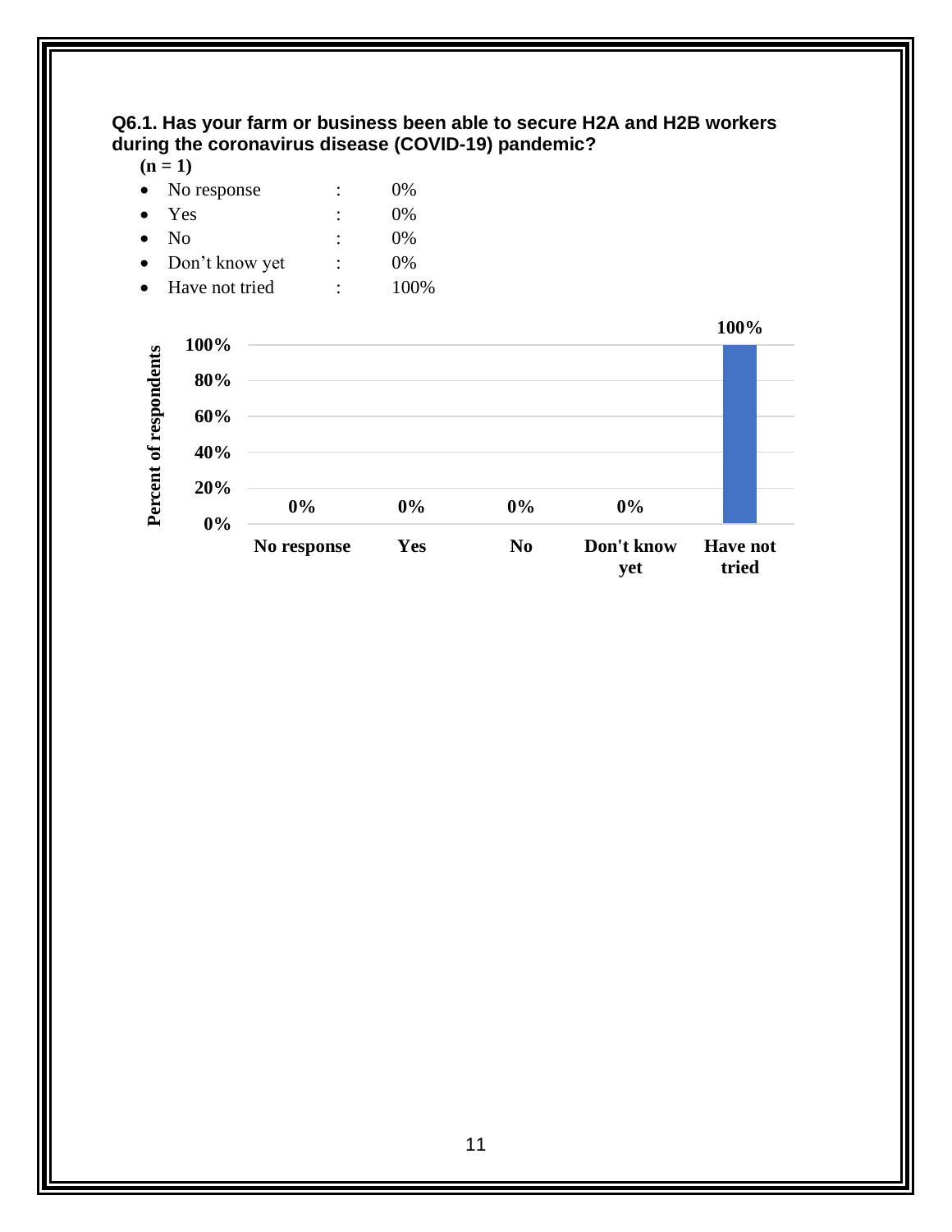**Q6.1. Has your farm or business been able to secure H2A and H2B workers during the coronavirus disease (COVID-19) pandemic?**

**(n = 1)**

- No response : 0%
- Yes : 0%
- No : 0%
- Don't know yet : 0%
- Have not tried : 100%

| Response | Percent of respondents |
| --- | --- |
| No response | 0% |
| Yes | 0% |
| No | 0% |
| Don't know yet | 0% |
| Have not tried | 100% |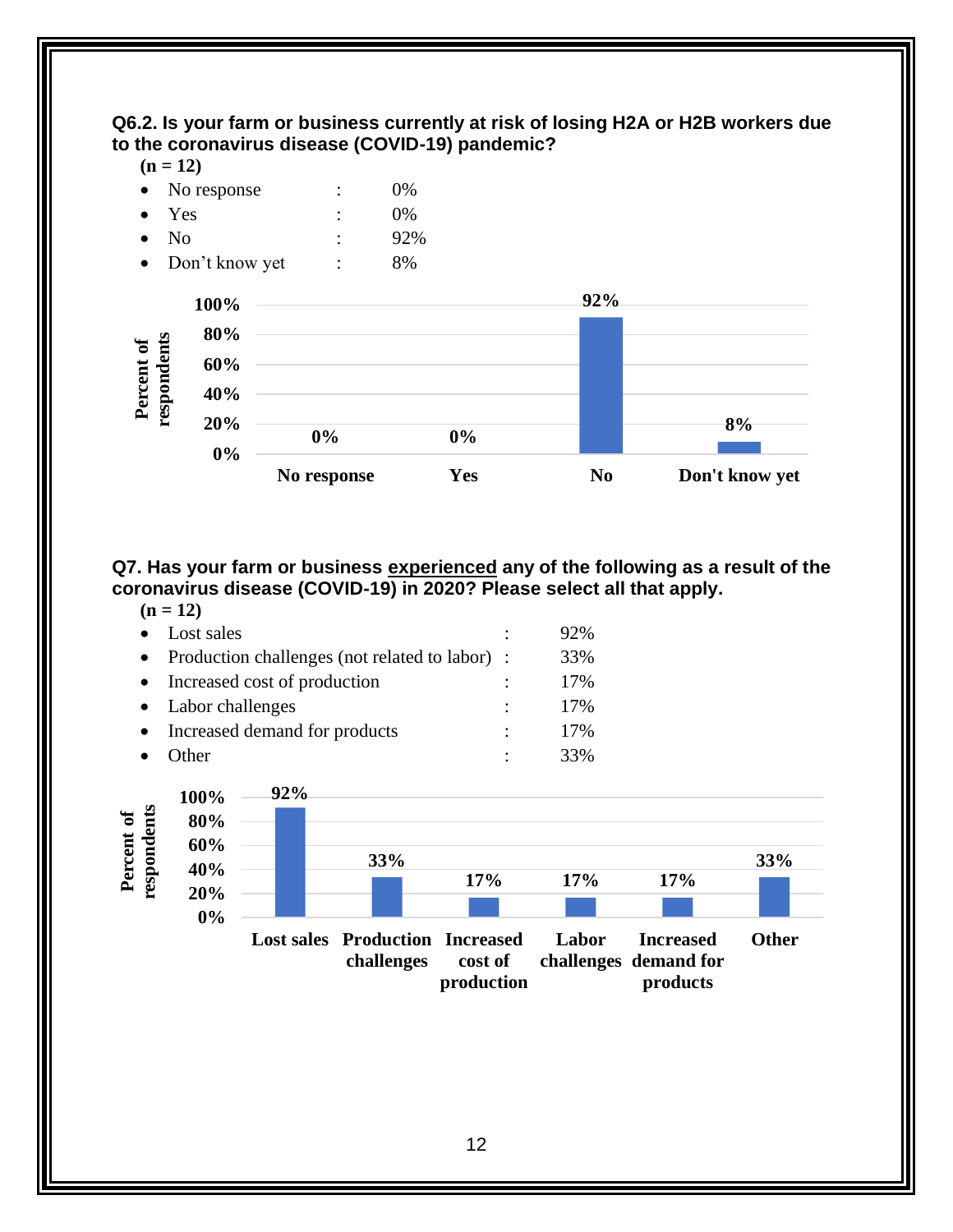**Q6.2. Is your farm or business currently at risk of losing H2A or H2B workers due to the coronavirus disease (COVID-19) pandemic?**

**(n = 12)**

- No response : 0%
- Yes : 0%
- No : 92%
- Don't know yet : 8%

**Q7. Has your farm or business experienced any of the following as a result of the coronavirus disease (COVID-19) in 2020? Please select all that apply.**

**(n = 12)**

- Lost sales : 92%
- Production challenges (not related to labor) : 33%
- Increased cost of production : 17%
- Labor challenges : 17%
- Increased demand for products : 17%
- Other : 33%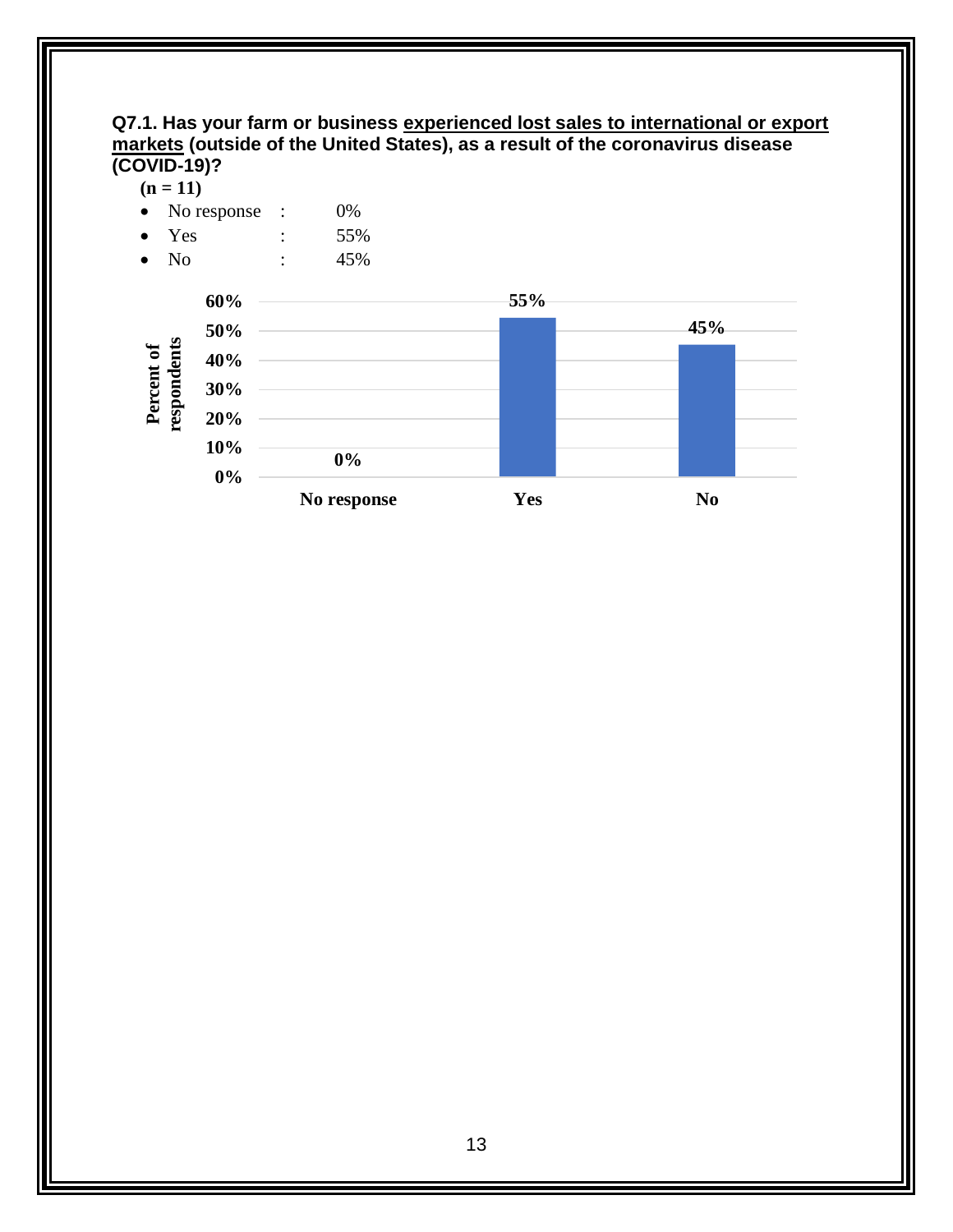**Q7.1. Has your farm or business experienced lost sales to international or export markets (outside of the United States), as a result of the coronavirus disease (COVID-19)?**

**(n = 11)**

- No response : 0%
- Yes : 55%
- No : 45%

| | Percent of respondents |
|---|---|
| No response | 0% |
| Yes | 55% |
| No | 45% |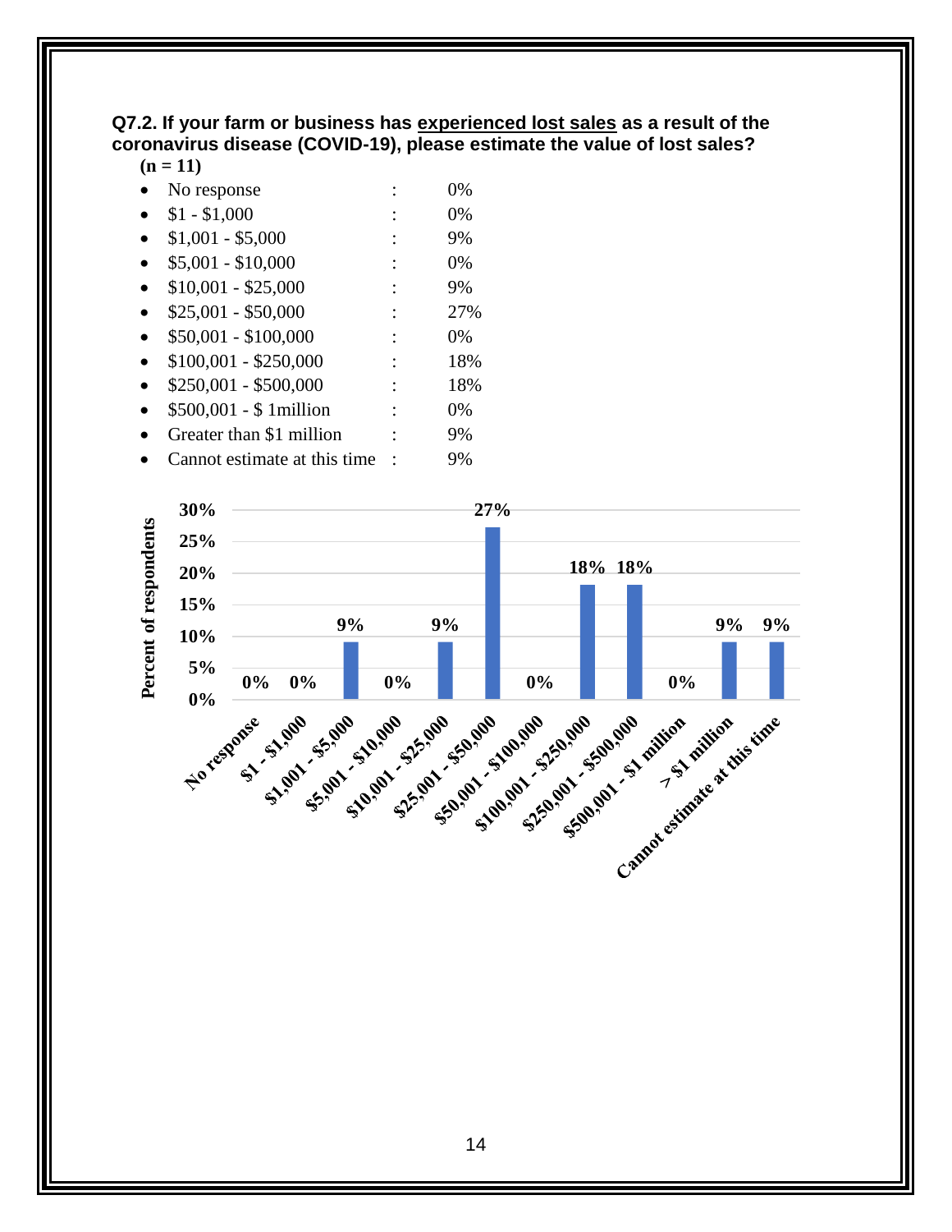**Q7.2. If your farm or business has experienced lost sales as a result of the coronavirus disease (COVID-19), please estimate the value of lost sales?**

**(n = 11)**

- No response : 0%
- $1 - $1,000 : 0%
- $1,001 - $5,000 : 9%
- $5,001 - $10,000 : 0%
- $10,001 - $25,000 : 9%
- $25,001 - $50,000 : 27%
- $50,001 - $100,000 : 0%
- $100,001 - $250,000 : 18%
- $250,001 - $500,000 : 18%
- $500,001 - $ 1million : 0%
- Greater than $1 million : 9%
- Cannot estimate at this time : 9%

| Category | Percent of respondents |
|---|---|
| No response | 0% |
| $1 - $1,000 | 0% |
| $1,001 - $5,000 | 9% |
| $5,001 - $10,000 | 0% |
| $10,001 - $25,000 | 9% |
| $25,001 - $50,000 | 27% |
| $50,001 - $100,000 | 0% |
| $100,001 - $250,000 | 18% |
| $250,001 - $500,000 | 18% |
| $500,001 - $1 million | 0% |
| > $1 million | 9% |
| Cannot estimate at this time | 9% |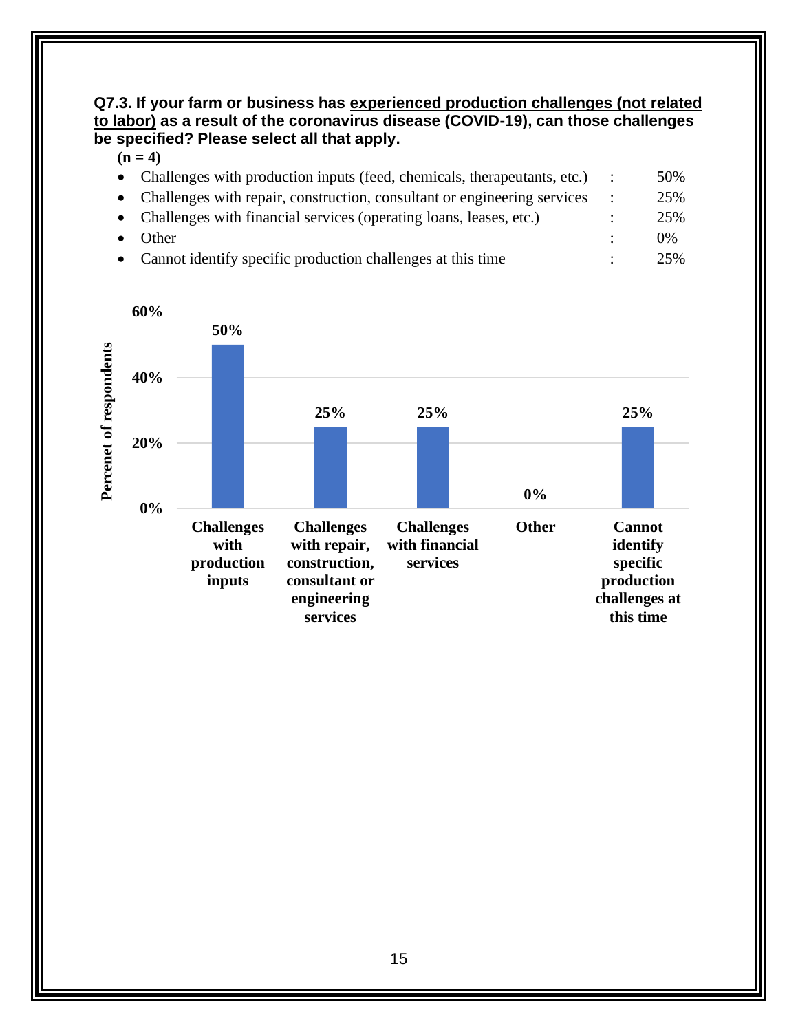**Q7.3. If your farm or business has experienced production challenges (not related to labor) as a result of the coronavirus disease (COVID-19), can those challenges be specified? Please select all that apply.**

**(n = 4)**

- Challenges with production inputs (feed, chemicals, therapeutants, etc.) : 50%
- Challenges with repair, construction, consultant or engineering services : 25%
- Challenges with financial services (operating loans, leases, etc.) : 25%
- Other : 0%
- Cannot identify specific production challenges at this time : 25%

| | Percenet of respondents |
|---|---|
| Challenges with production inputs | 50% |
| Challenges with repair, construction, consultant or engineering services | 25% |
| Challenges with financial services | 25% |
| Other | 0% |
| Cannot identify specific production challenges at this time | 25% |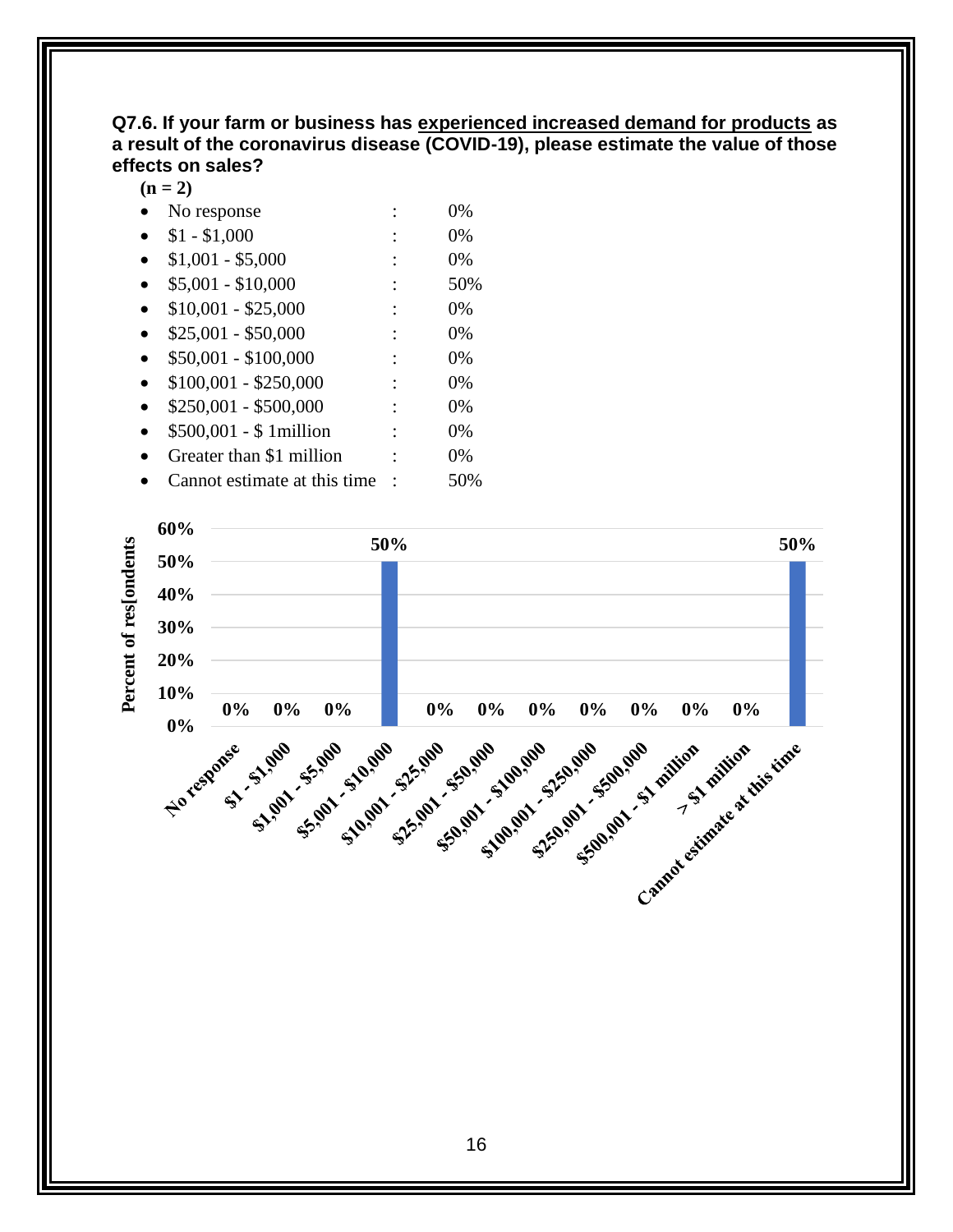**Q7.6. If your farm or business has experienced increased demand for products as a result of the coronavirus disease (COVID-19), please estimate the value of those effects on sales?**

**(n = 2)**

- No response : 0%
- $1 - $1,000 : 0%
- $1,001 - $5,000 : 0%
- $5,001 - $10,000 : 50%
- $10,001 - $25,000 : 0%
- $25,001 - $50,000 : 0%
- $50,001 - $100,000 : 0%
- $100,001 - $250,000 : 0%
- $250,001 - $500,000 : 0%
- $500,001 - $ 1million : 0%
- Greater than $1 million : 0%
- Cannot estimate at this time : 50%

| Response | Percent of res[ondents |
|---|---|
| No response | 0% |
| $1 - $1,000 | 0% |
| $1,001 - $5,000 | 0% |
| $5,001 - $10,000 | 50% |
| $10,001 - $25,000 | 0% |
| $25,001 - $50,000 | 0% |
| $50,001 - $100,000 | 0% |
| $100,001 - $250,000 | 0% |
| $250,001 - $500,000 | 0% |
| $500,001 - $1 million | 0% |
| > $1 million | 0% |
| Cannot estimate at this time | 50% |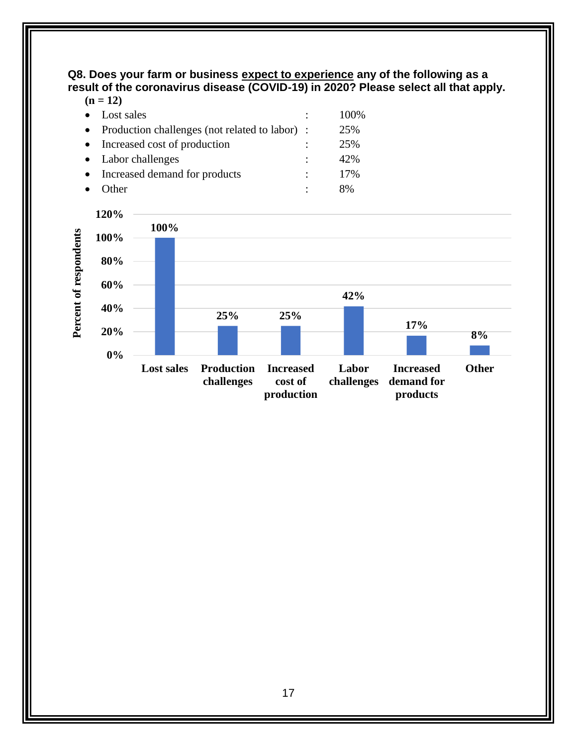**Q8. Does your farm or business <u>expect to experience</u> any of the following as a result of the coronavirus disease (COVID-19) in 2020? Please select all that apply.**

**(n = 12)**

- Lost sales : 100%
- Production challenges (not related to labor) : 25%
- Increased cost of production : 25%
- Labor challenges : 42%
- Increased demand for products : 17%
- Other : 8%

| Response | Percent of respondents |
|---|---|
| Lost sales | 100% |
| Production challenges | 25% |
| Increased cost of production | 25% |
| Labor challenges | 42% |
| Increased demand for products | 17% |
| Other | 8% |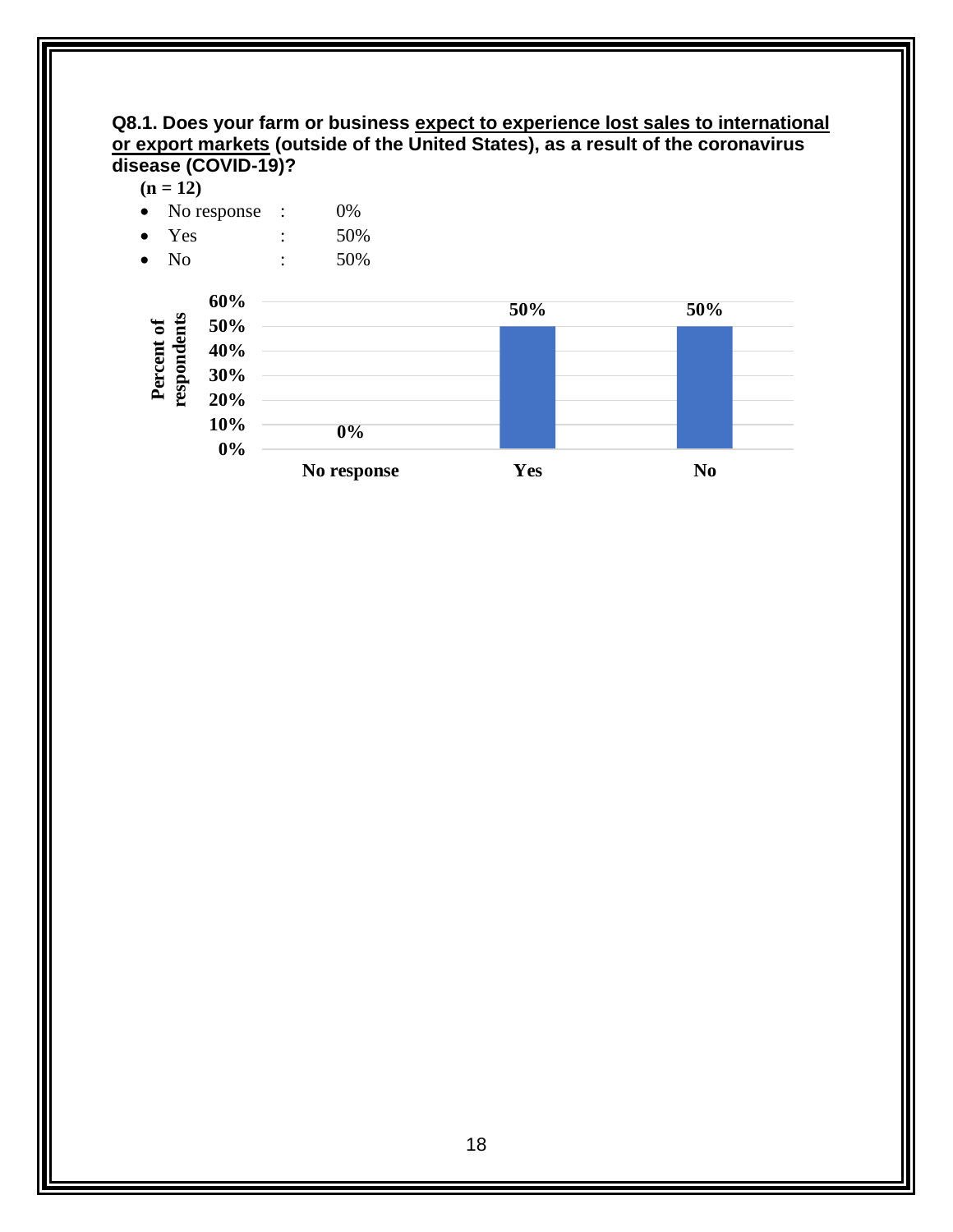**Q8.1. Does your farm or business <u>expect to experience lost sales to international or export markets</u> (outside of the United States), as a result of the coronavirus disease (COVID-19)?**

**(n = 12)**

- No response : 0%
- Yes : 50%
- No : 50%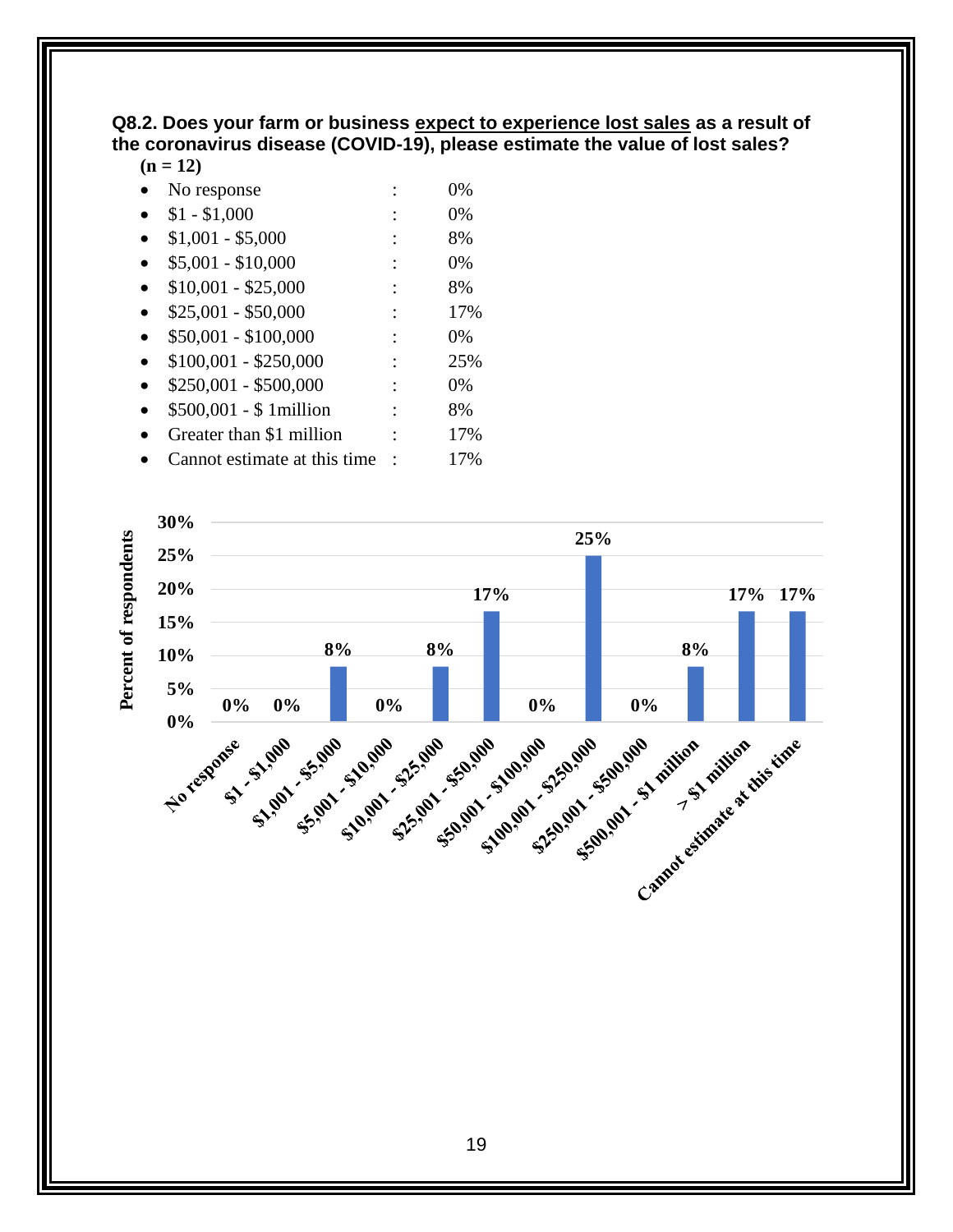**Q8.2. Does your farm or business expect to experience lost sales as a result of the coronavirus disease (COVID-19), please estimate the value of lost sales?**

**(n = 12)**

- No response : 0%
- $1 - $1,000 : 0%
- $1,001 - $5,000 : 8%
- $5,001 - $10,000 : 0%
- $10,001 - $25,000 : 8%
- $25,001 - $50,000 : 17%
- $50,001 - $100,000 : 0%
- $100,001 - $250,000 : 25%
- $250,001 - $500,000 : 0%
- $500,001 - $ 1million : 8%
- Greater than $1 million : 17%
- Cannot estimate at this time : 17%

| Category | Percent of respondents |
|---|---|
| No response | 0% |
| $1 - $1,000 | 0% |
| $1,001 - $5,000 | 8% |
| $5,001 - $10,000 | 0% |
| $10,001 - $25,000 | 8% |
| $25,001 - $50,000 | 17% |
| $50,001 - $100,000 | 0% |
| $100,001 - $250,000 | 25% |
| $250,001 - $500,000 | 0% |
| $500,001 - $1 million | 8% |
| > $1 million | 17% |
| Cannot estimate at this time | 17% |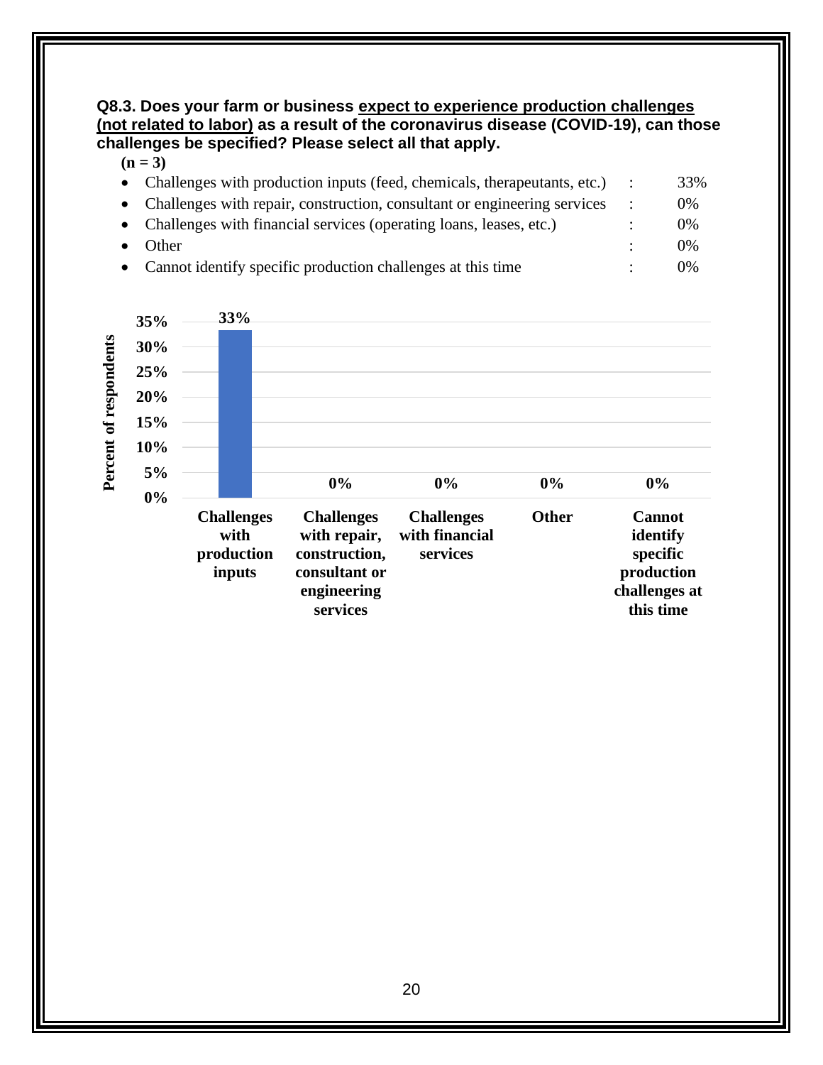**Q8.3. Does your farm or business <u>expect to experience production challenges (not related to labor)</u> as a result of the coronavirus disease (COVID-19), can those challenges be specified? Please select all that apply.**

**(n = 3)**

- Challenges with production inputs (feed, chemicals, therapeutants, etc.) : 33%
- Challenges with repair, construction, consultant or engineering services : 0%
- Challenges with financial services (operating loans, leases, etc.) : 0%
- Other : 0%
- Cannot identify specific production challenges at this time : 0%

| Response | Percent of respondents |
|---|---|
| Challenges with production inputs | 33% |
| Challenges with repair, construction, consultant or engineering services | 0% |
| Challenges with financial services | 0% |
| Other | 0% |
| Cannot identify specific production challenges at this time | 0% |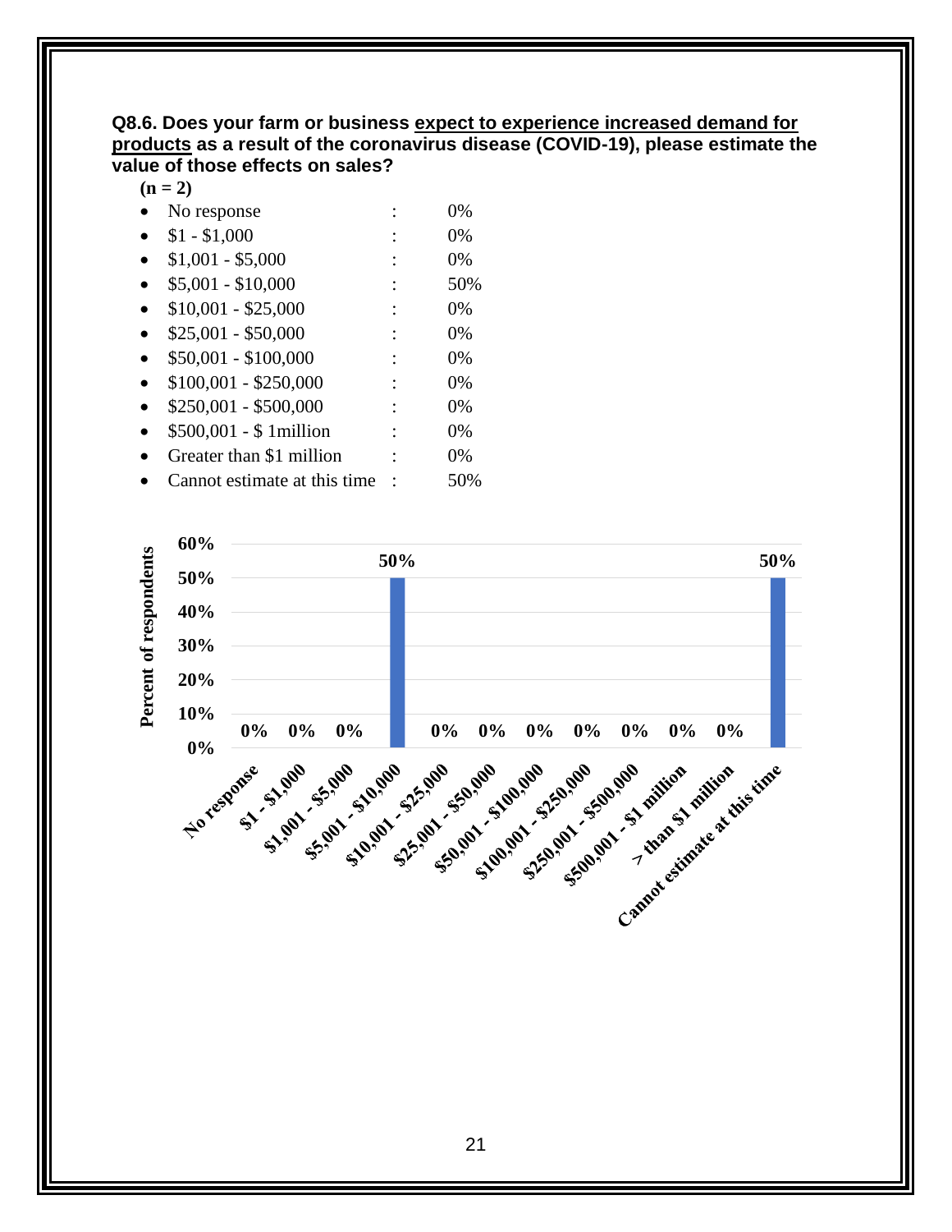**Q8.6. Does your farm or business <u>expect to experience increased demand for products</u> as a result of the coronavirus disease (COVID-19), please estimate the value of those effects on sales?**

**(n = 2)**

- No response : 0%
- $1 - $1,000 : 0%
- $1,001 - $5,000 : 0%
- $5,001 - $10,000 : 50%
- $10,001 - $25,000 : 0%
- $25,001 - $50,000 : 0%
- $50,001 - $100,000 : 0%
- $100,001 - $250,000 : 0%
- $250,001 - $500,000 : 0%
- $500,001 - $ 1million : 0%
- Greater than $1 million : 0%
- Cannot estimate at this time : 50%

| Response | Percent of respondents |
|---|---|
| No response | 0% |
| $1 - $1,000 | 0% |
| $1,001 - $5,000 | 0% |
| $5,001 - $10,000 | 50% |
| $10,001 - $25,000 | 0% |
| $25,001 - $50,000 | 0% |
| $50,001 - $100,000 | 0% |
| $100,001 - $250,000 | 0% |
| $250,001 - $500,000 | 0% |
| $500,001 - $1 million | 0% |
| > than $1 million | 0% |
| Cannot estimate at this time | 50% |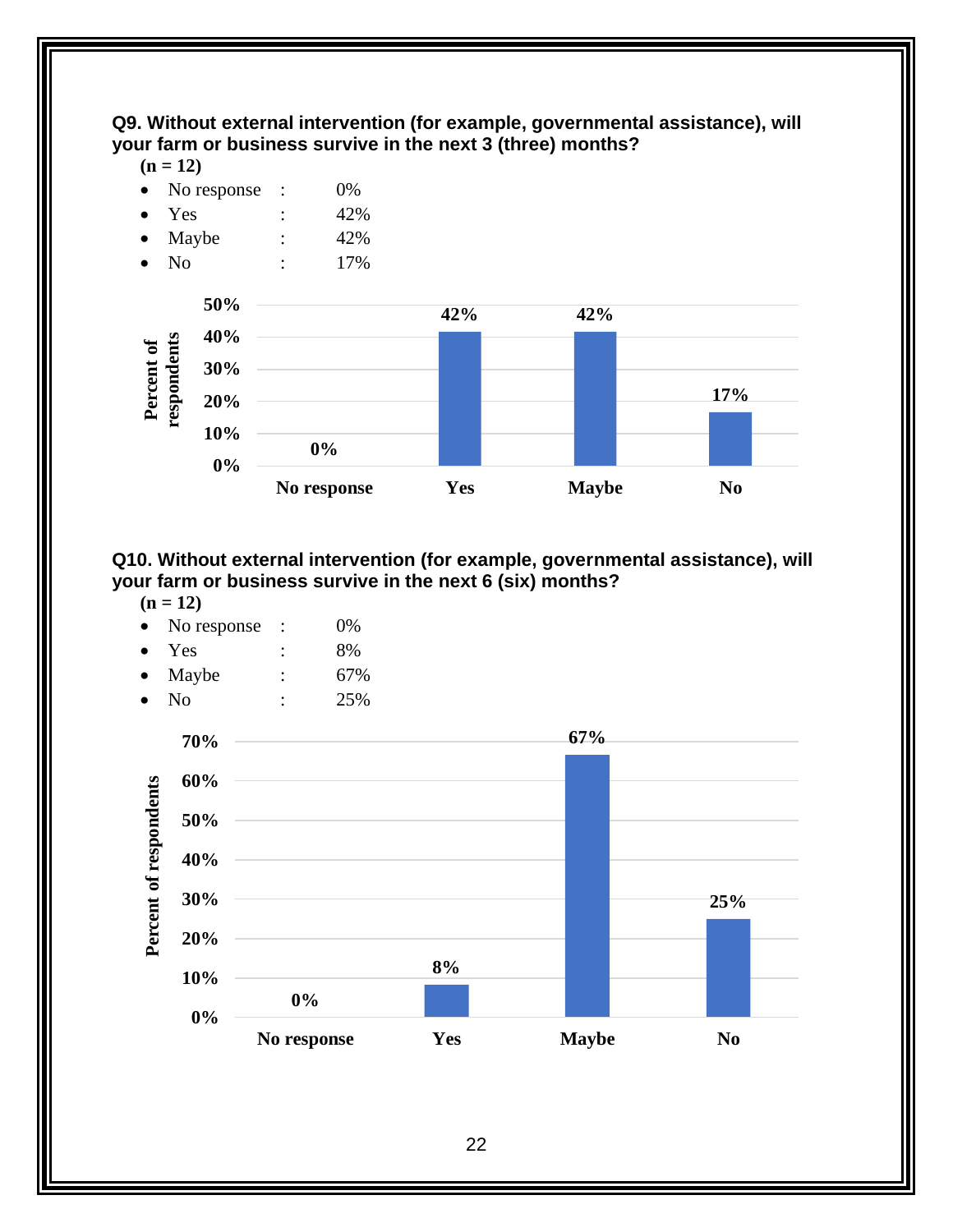**Q9. Without external intervention (for example, governmental assistance), will your farm or business survive in the next 3 (three) months?**

**(n = 12)**

- No response : 0%
- Yes : 42%
- Maybe : 42%
- No : 17%

**Q10. Without external intervention (for example, governmental assistance), will your farm or business survive in the next 6 (six) months?**

**(n = 12)**

- No response : 0%
- Yes : 8%
- Maybe : 67%
- No : 25%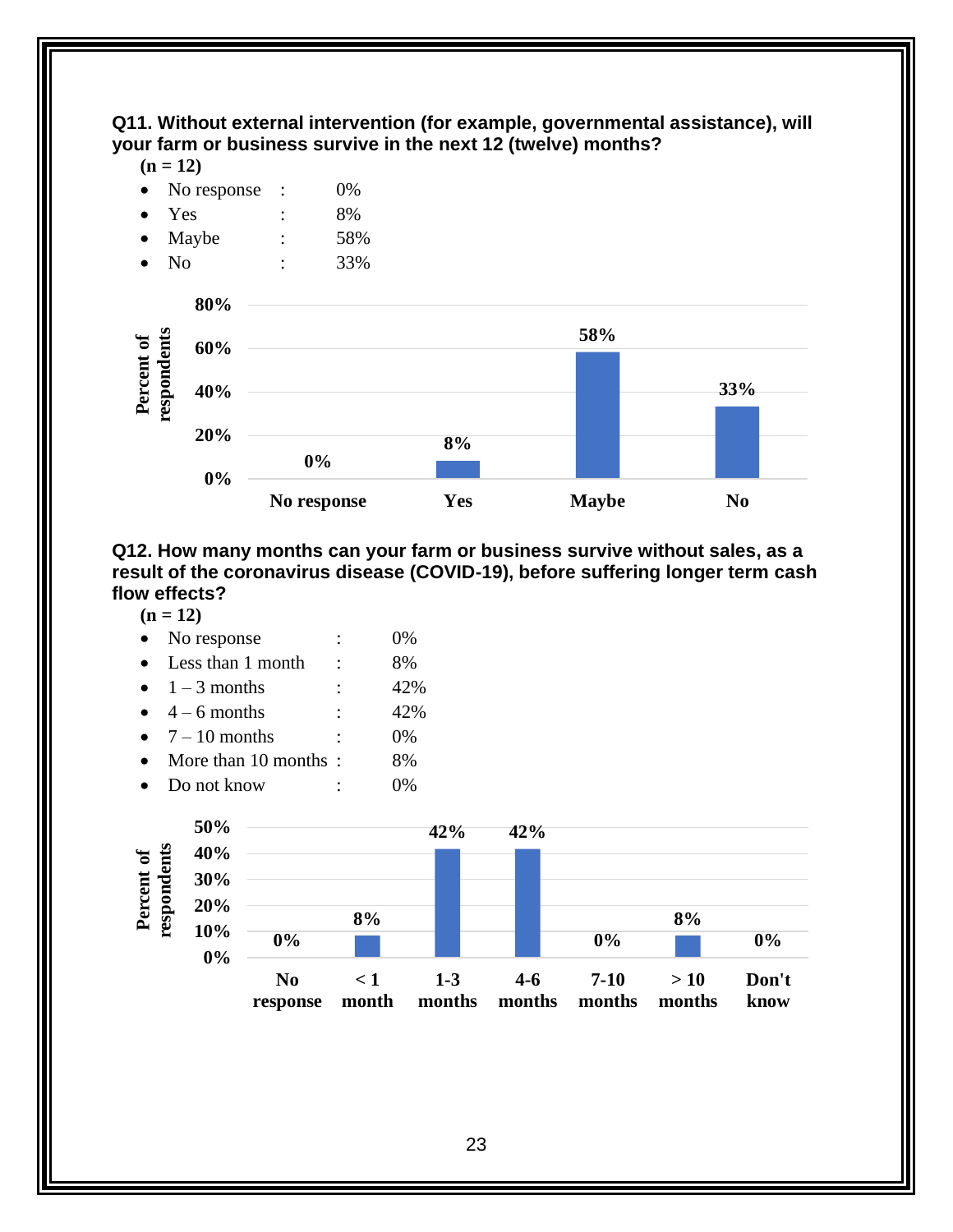**Q11. Without external intervention (for example, governmental assistance), will your farm or business survive in the next 12 (twelve) months?**

**(n = 12)**

- No response : 0%
- Yes : 8%
- Maybe : 58%
- No : 33%

**Q12. How many months can your farm or business survive without sales, as a result of the coronavirus disease (COVID-19), before suffering longer term cash flow effects?**

**(n = 12)**

- No response : 0%
- Less than 1 month : 8%
- 1 – 3 months : 42%
- 4 – 6 months : 42%
- 7 – 10 months : 0%
- More than 10 months : 8%
- Do not know : 0%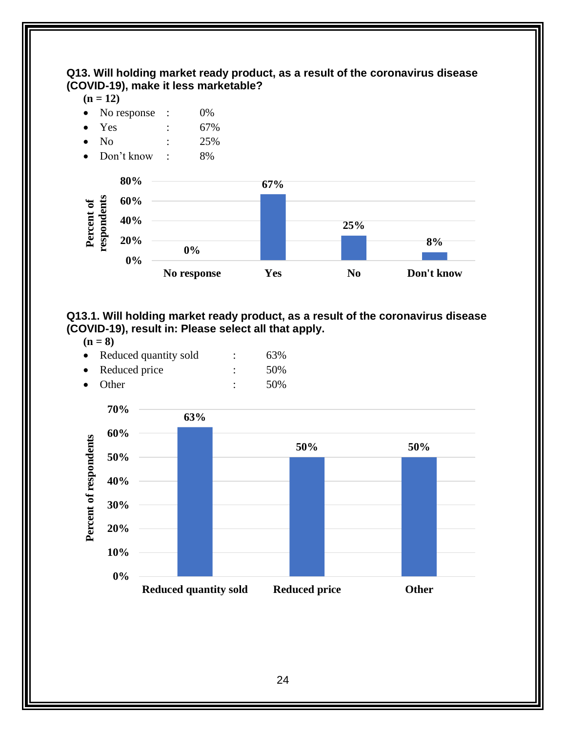**Q13. Will holding market ready product, as a result of the coronavirus disease (COVID-19), make it less marketable?**

**(n = 12)**

- No response : 0%
- Yes : 67%
- No : 25%
- Don't know : 8%

**Q13.1. Will holding market ready product, as a result of the coronavirus disease (COVID-19), result in: Please select all that apply.**

**(n = 8)**

- Reduced quantity sold : 63%
- Reduced price : 50%
- Other : 50%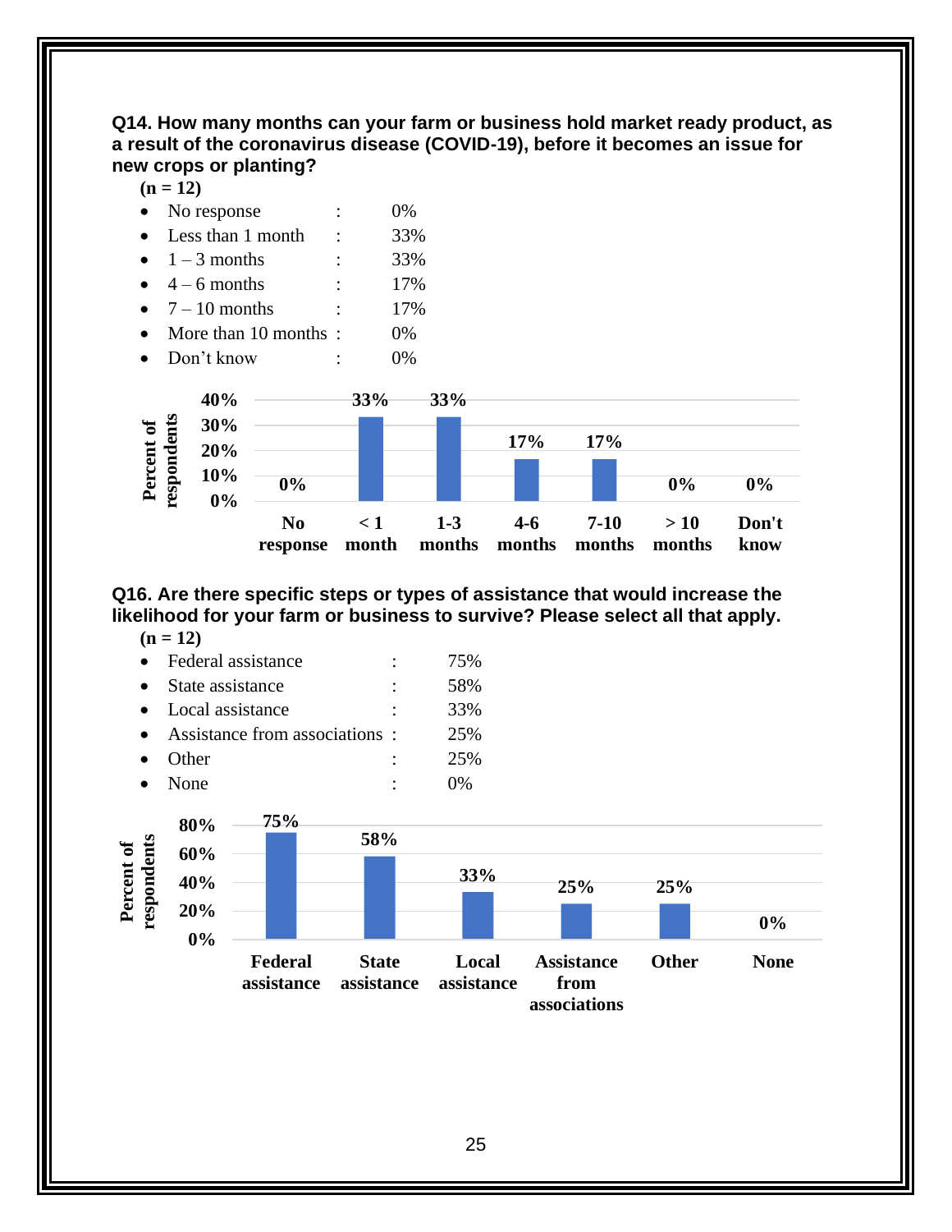**Q14. How many months can your farm or business hold market ready product, as a result of the coronavirus disease (COVID-19), before it becomes an issue for new crops or planting?**

**(n = 12)**

- No response : 0%
- Less than 1 month : 33%
- 1 – 3 months : 33%
- 4 – 6 months : 17%
- 7 – 10 months : 17%
- More than 10 months : 0%
- Don't know : 0%

| Response | Percent of respondents |
|---|---|
| No response | 0% |
| < 1 month | 33% |
| 1-3 months | 33% |
| 4-6 months | 17% |
| 7-10 months | 17% |
| > 10 months | 0% |
| Don't know | 0% |

**Q16. Are there specific steps or types of assistance that would increase the likelihood for your farm or business to survive? Please select all that apply.**

**(n = 12)**

- Federal assistance : 75%
- State assistance : 58%
- Local assistance : 33%
- Assistance from associations : 25%
- Other : 25%
- None : 0%

| Response | Percent of respondents |
|---|---|
| Federal assistance | 75% |
| State assistance | 58% |
| Local assistance | 33% |
| Assistance from associations | 25% |
| Other | 25% |
| None | 0% |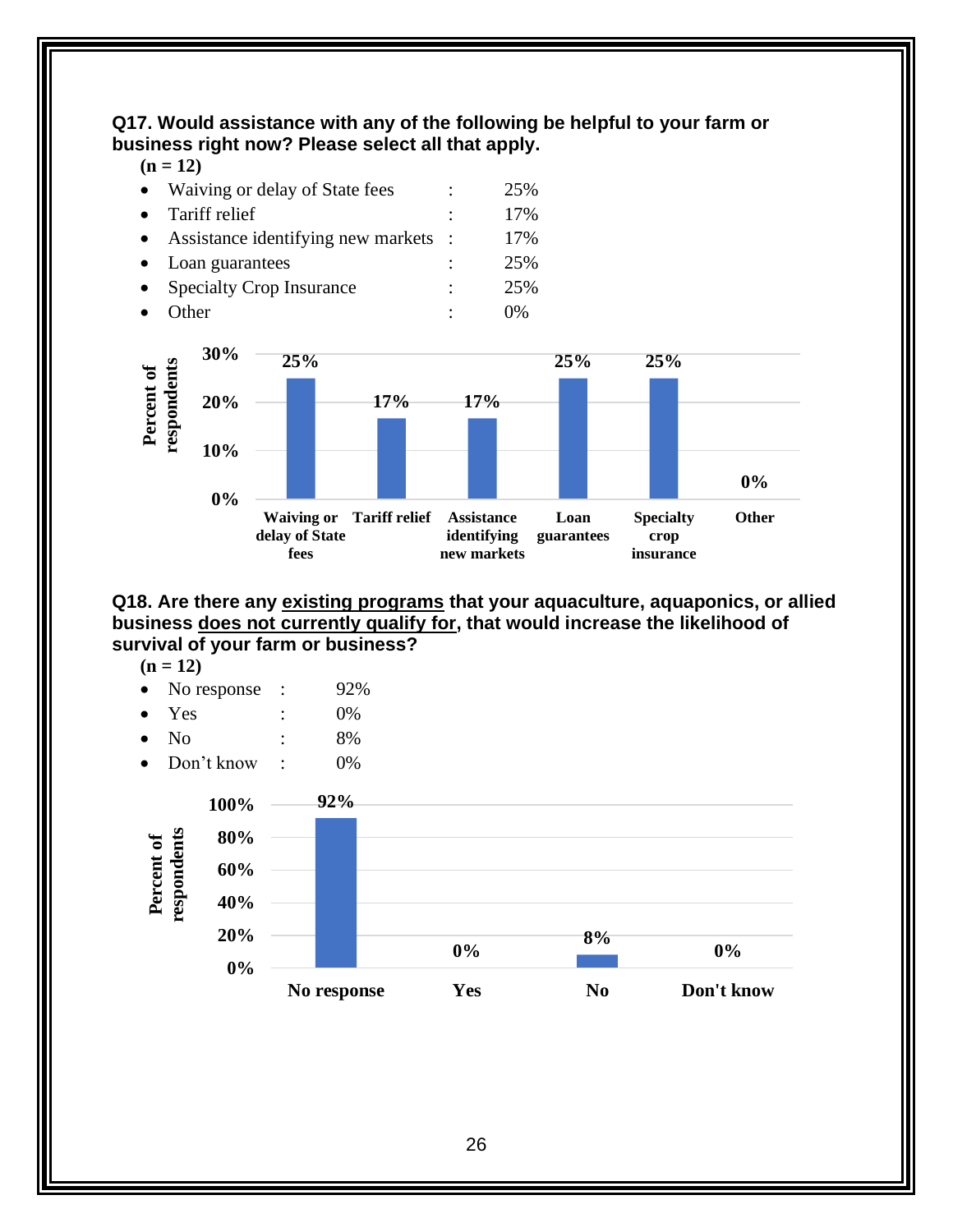**Q17. Would assistance with any of the following be helpful to your farm or business right now? Please select all that apply.**

**(n = 12)**

- Waiving or delay of State fees : 25%
- Tariff relief : 17%
- Assistance identifying new markets : 17%
- Loan guarantees : 25%
- Specialty Crop Insurance : 25%
- Other : 0%

**Q18. Are there any <u>existing programs</u> that your aquaculture, aquaponics, or allied business <u>does not currently qualify for</u>, that would increase the likelihood of survival of your farm or business?**

**(n = 12)**

- No response : 92%
- Yes : 0%
- No : 8%
- Don't know : 0%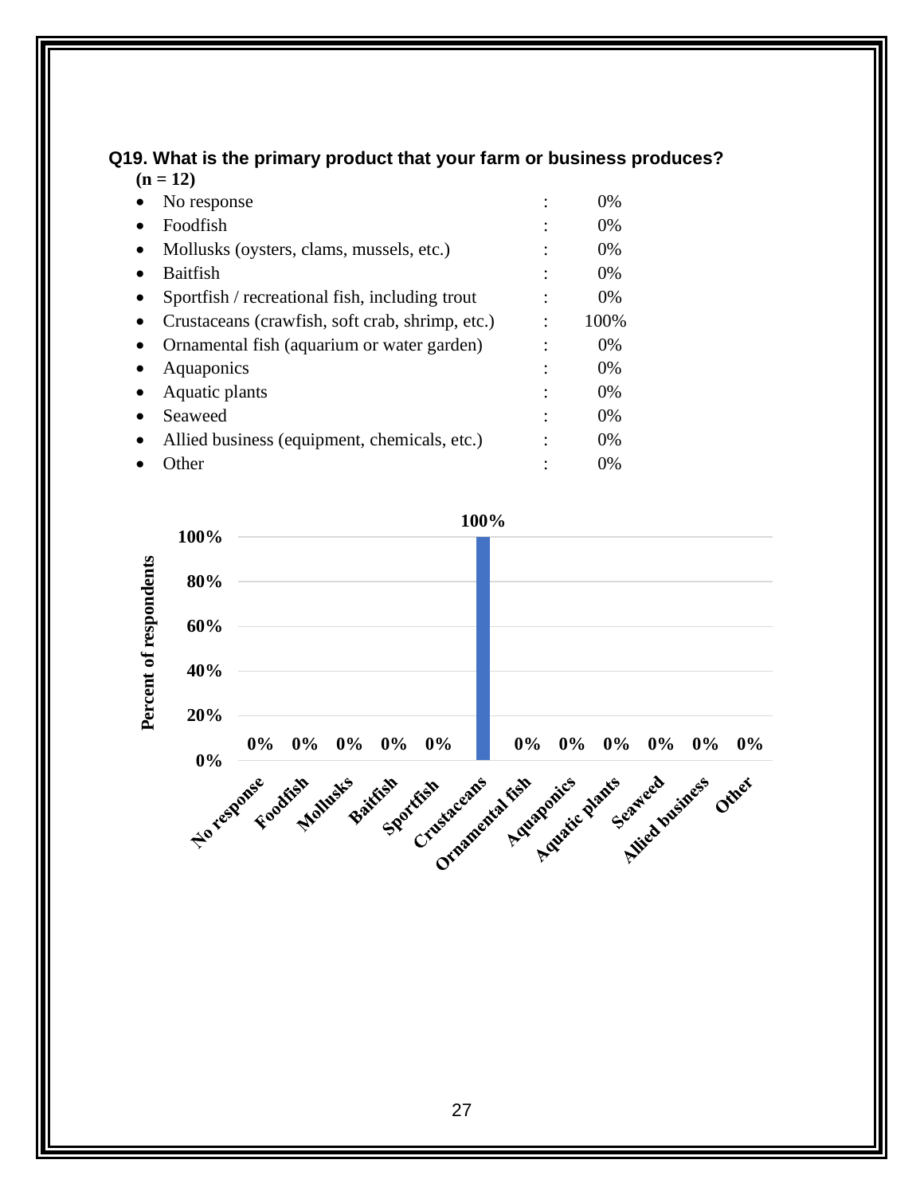**Q19. What is the primary product that your farm or business produces?**
**(n = 12)**

- No response : 0%
- Foodfish : 0%
- Mollusks (oysters, clams, mussels, etc.) : 0%
- Baitfish : 0%
- Sportfish / recreational fish, including trout : 0%
- Crustaceans (crawfish, soft crab, shrimp, etc.) : 100%
- Ornamental fish (aquarium or water garden) : 0%
- Aquaponics : 0%
- Aquatic plants : 0%
- Seaweed : 0%
- Allied business (equipment, chemicals, etc.) : 0%
- Other : 0%

| Category | Percent of respondents |
|---|---|
| No response | 0% |
| Foodfish | 0% |
| Mollusks | 0% |
| Baitfish | 0% |
| Sportfish | 0% |
| Crustaceans | 100% |
| Ornamental fish | 0% |
| Aquaponics | 0% |
| Aquatic plants | 0% |
| Seaweed | 0% |
| Allied business | 0% |
| Other | 0% |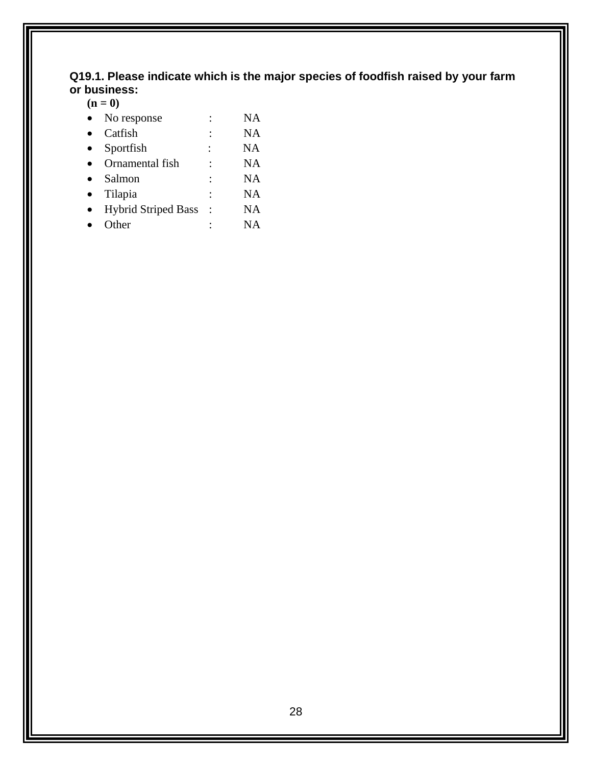**Q19.1. Please indicate which is the major species of foodfish raised by your farm or business:**

**(n = 0)**

- No response : NA
- Catfish : NA
- Sportfish : NA
- Ornamental fish : NA
- Salmon : NA
- Tilapia : NA
- Hybrid Striped Bass : NA
- Other : NA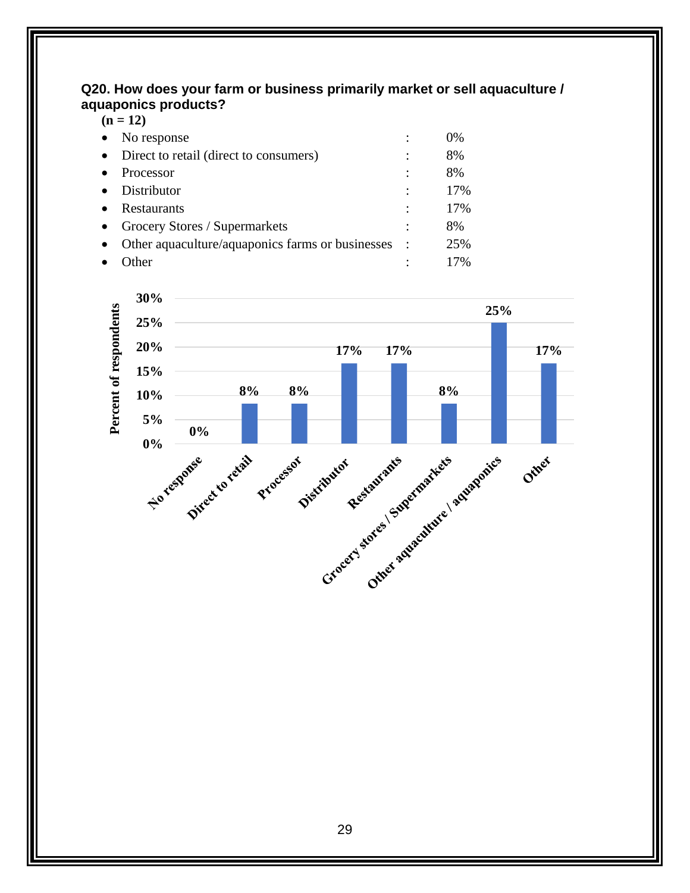**Q20. How does your farm or business primarily market or sell aquaculture / aquaponics products?**

**(n = 12)**

- No response : 0%
- Direct to retail (direct to consumers) : 8%
- Processor : 8%
- Distributor : 17%
- Restaurants : 17%
- Grocery Stores / Supermarkets : 8%
- Other aquaculture/aquaponics farms or businesses : 25%
- Other : 17%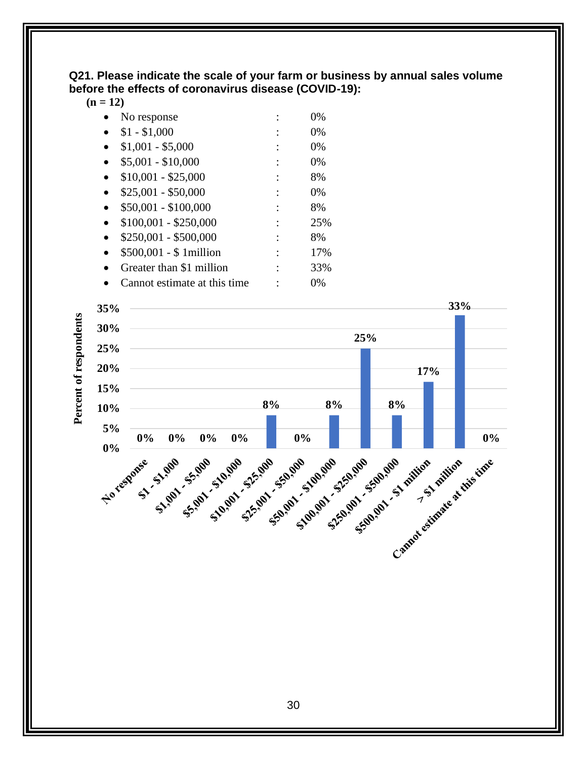**Q21. Please indicate the scale of your farm or business by annual sales volume before the effects of coronavirus disease (COVID-19):**

**(n = 12)**

- No response : 0%
- $1 - $1,000 : 0%
- $1,001 - $5,000 : 0%
- $5,001 - $10,000 : 0%
- $10,001 - $25,000 : 8%
- $25,001 - $50,000 : 0%
- $50,001 - $100,000 : 8%
- $100,001 - $250,000 : 25%
- $250,001 - $500,000 : 8%
- $500,001 - $ 1million : 17%
- Greater than $1 million : 33%
- Cannot estimate at this time : 0%

| Category | Percent of respondents |
|---|---|
| No response | 0% |
| $1 - $1,000 | 0% |
| $1,001 - $5,000 | 0% |
| $5,001 - $10,000 | 0% |
| $10,001 - $25,000 | 8% |
| $25,001 - $50,000 | 0% |
| $50,001 - $100,000 | 8% |
| $100,001 - $250,000 | 25% |
| $250,001 - $500,000 | 8% |
| $500,001 - $1 million | 17% |
| > $1 million | 33% |
| Cannot estimate at this time | 0% |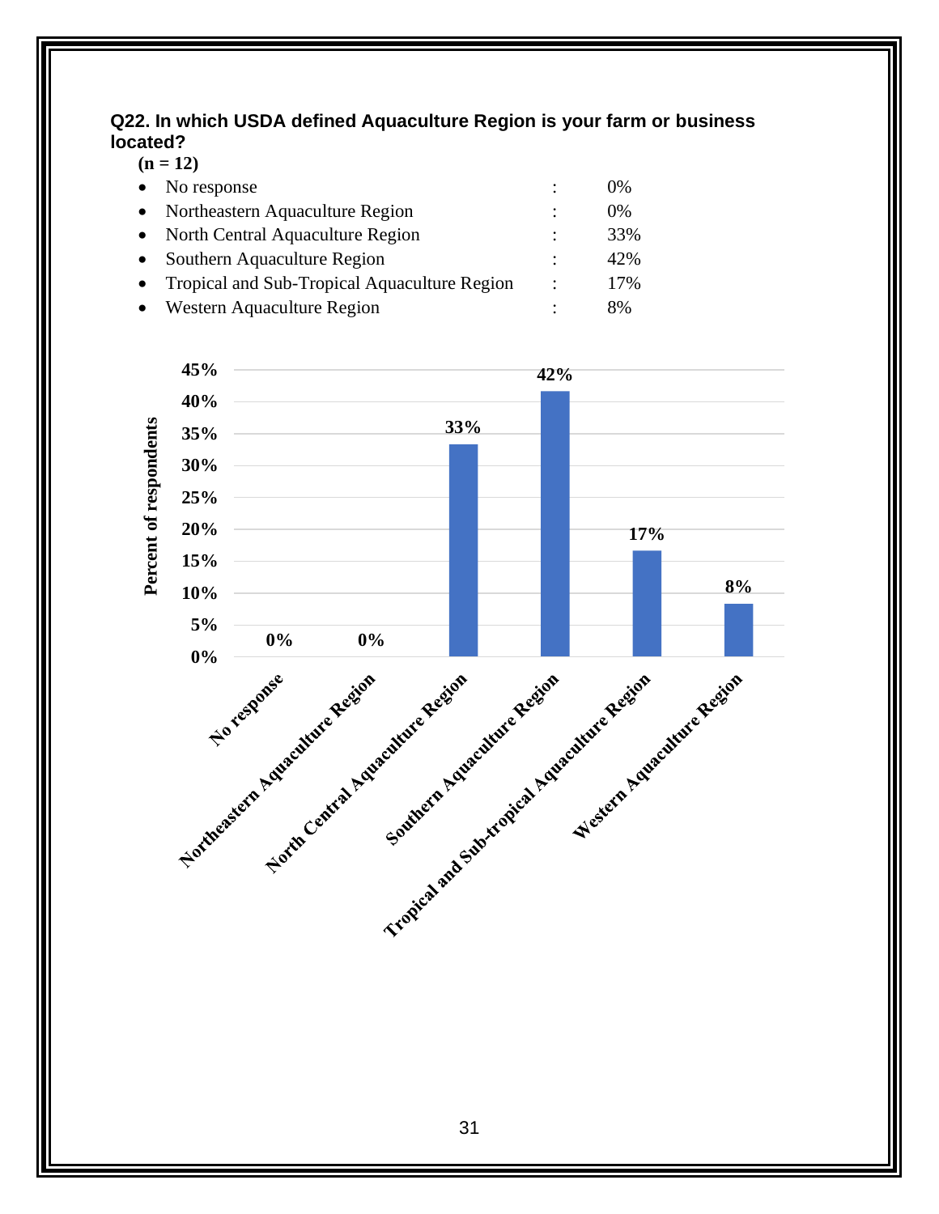**Q22. In which USDA defined Aquaculture Region is your farm or business located?**

**(n = 12)**

- No response : 0%
- Northeastern Aquaculture Region : 0%
- North Central Aquaculture Region : 33%
- Southern Aquaculture Region : 42%
- Tropical and Sub-Tropical Aquaculture Region : 17%
- Western Aquaculture Region : 8%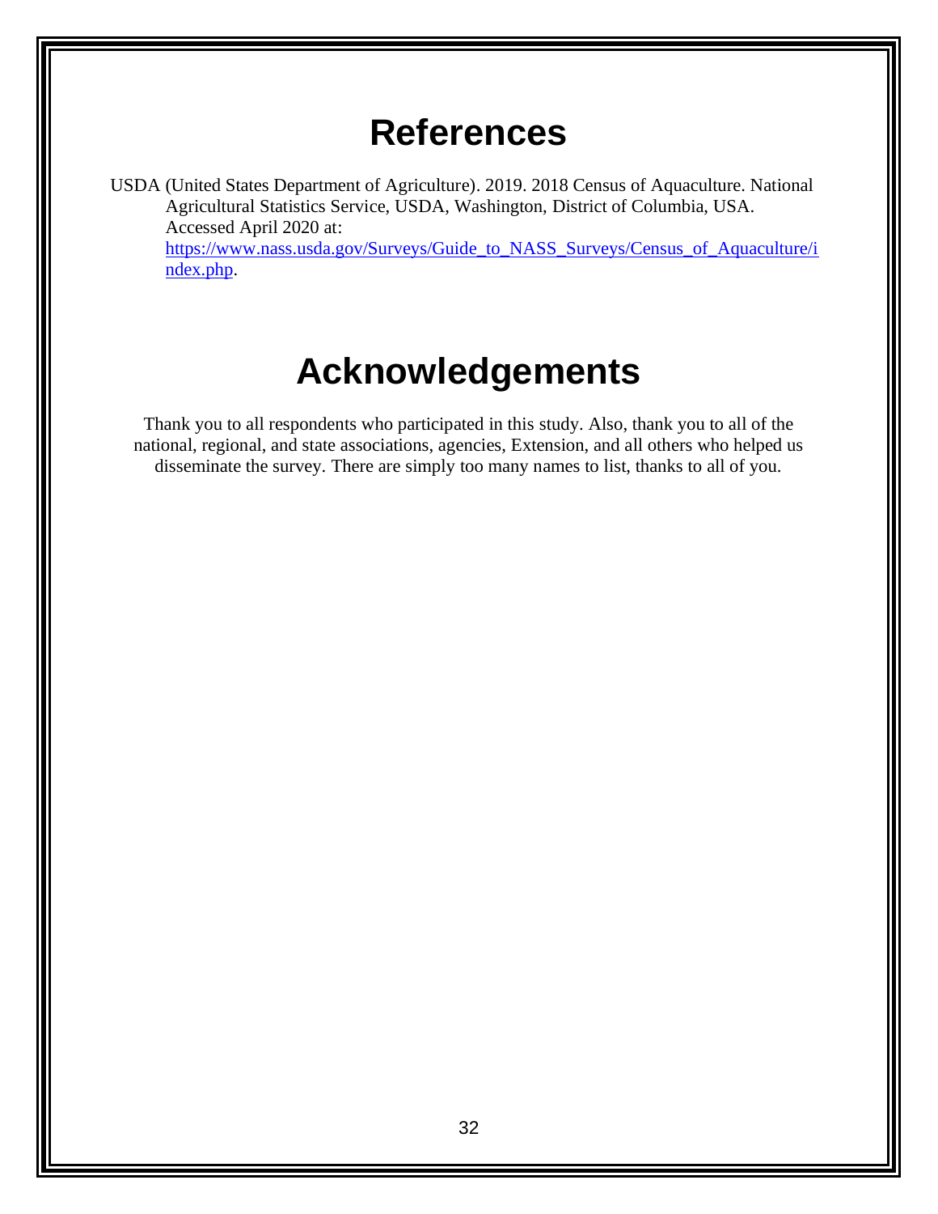# References

USDA (United States Department of Agriculture). 2019. 2018 Census of Aquaculture. National Agricultural Statistics Service, USDA, Washington, District of Columbia, USA. Accessed April 2020 at: https://www.nass.usda.gov/Surveys/Guide_to_NASS_Surveys/Census_of_Aquaculture/index.php.

# Acknowledgements

Thank you to all respondents who participated in this study. Also, thank you to all of the national, regional, and state associations, agencies, Extension, and all others who helped us disseminate the survey. There are simply too many names to list, thanks to all of you.